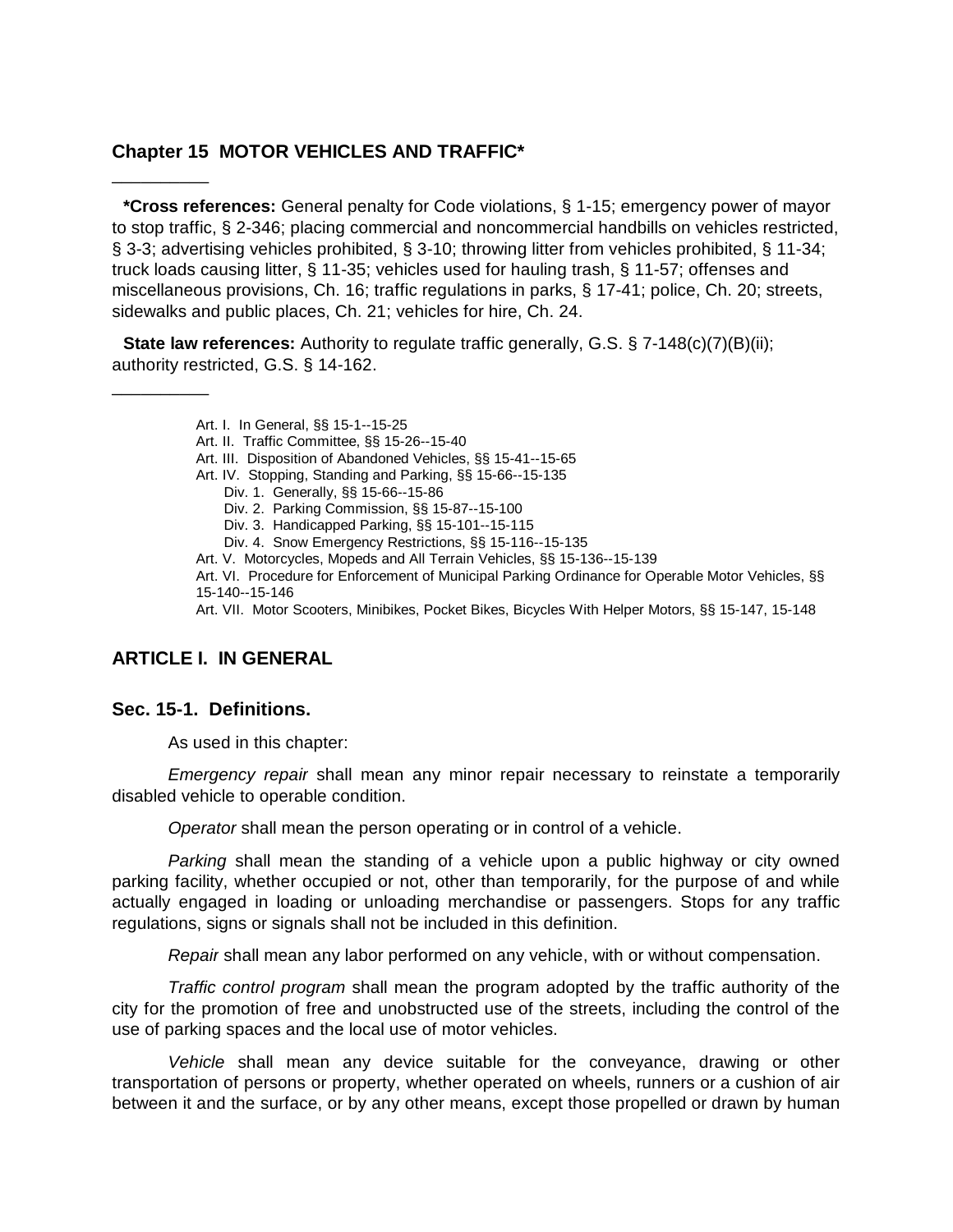## Chapter 15 MOTOR VEHICLES AND TRAFFIC*

__________

**\*Cross references:** General penalty for Code violations, § 1-15; emergency power of mayor to stop traffic, § 2-346; placing commercial and noncommercial handbills on vehicles restricted, § 3-3; advertising vehicles prohibited, § 3-10; throwing litter from vehicles prohibited, § 11-34; truck loads causing litter, § 11-35; vehicles used for hauling trash, § 11-57; offenses and miscellaneous provisions, Ch. 16; traffic regulations in parks, § 17-41; police, Ch. 20; streets, sidewalks and public places, Ch. 21; vehicles for hire, Ch. 24.

**State law references:** Authority to regulate traffic generally, G.S. § 7-148(c)(7)(B)(ii); authority restricted, G.S. § 14-162.

__________

- Art. I. In General, §§ 15-1--15-25
- Art. II. Traffic Committee, §§ 15-26--15-40
- Art. III. Disposition of Abandoned Vehicles, §§ 15-41--15-65
- Art. IV. Stopping, Standing and Parking, §§ 15-66--15-135
  - Div. 1. Generally, §§ 15-66--15-86
  - Div. 2. Parking Commission, §§ 15-87--15-100
  - Div. 3. Handicapped Parking, §§ 15-101--15-115
  - Div. 4. Snow Emergency Restrictions, §§ 15-116--15-135
- Art. V. Motorcycles, Mopeds and All Terrain Vehicles, §§ 15-136--15-139
- Art. VI. Procedure for Enforcement of Municipal Parking Ordinance for Operable Motor Vehicles, §§ 15-140--15-146
- Art. VII. Motor Scooters, Minibikes, Pocket Bikes, Bicycles With Helper Motors, §§ 15-147, 15-148

## ARTICLE I. IN GENERAL

### Sec. 15-1. Definitions.

As used in this chapter:

*Emergency repair* shall mean any minor repair necessary to reinstate a temporarily disabled vehicle to operable condition.

*Operator* shall mean the person operating or in control of a vehicle.

*Parking* shall mean the standing of a vehicle upon a public highway or city owned parking facility, whether occupied or not, other than temporarily, for the purpose of and while actually engaged in loading or unloading merchandise or passengers. Stops for any traffic regulations, signs or signals shall not be included in this definition.

*Repair* shall mean any labor performed on any vehicle, with or without compensation.

*Traffic control program* shall mean the program adopted by the traffic authority of the city for the promotion of free and unobstructed use of the streets, including the control of the use of parking spaces and the local use of motor vehicles.

*Vehicle* shall mean any device suitable for the conveyance, drawing or other transportation of persons or property, whether operated on wheels, runners or a cushion of air between it and the surface, or by any other means, except those propelled or drawn by human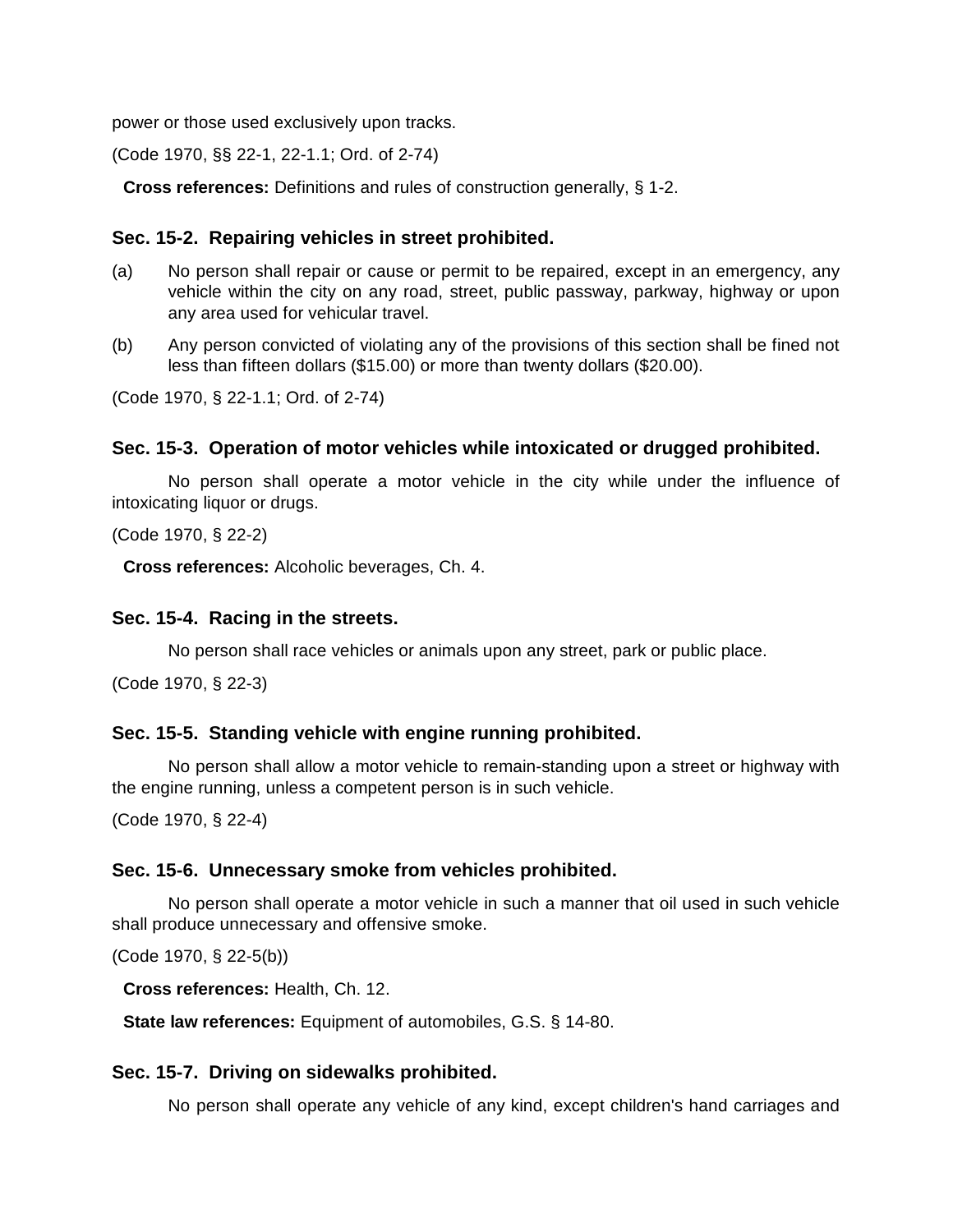power or those used exclusively upon tracks.

(Code 1970, §§ 22-1, 22-1.1; Ord. of 2-74)

**Cross references:** Definitions and rules of construction generally, § 1-2.

### Sec. 15-2. Repairing vehicles in street prohibited.

(a) No person shall repair or cause or permit to be repaired, except in an emergency, any vehicle within the city on any road, street, public passway, parkway, highway or upon any area used for vehicular travel.

(b) Any person convicted of violating any of the provisions of this section shall be fined not less than fifteen dollars ($15.00) or more than twenty dollars ($20.00).

(Code 1970, § 22-1.1; Ord. of 2-74)

### Sec. 15-3. Operation of motor vehicles while intoxicated or drugged prohibited.

No person shall operate a motor vehicle in the city while under the influence of intoxicating liquor or drugs.

(Code 1970, § 22-2)

**Cross references:** Alcoholic beverages, Ch. 4.

### Sec. 15-4. Racing in the streets.

No person shall race vehicles or animals upon any street, park or public place.

(Code 1970, § 22-3)

### Sec. 15-5. Standing vehicle with engine running prohibited.

No person shall allow a motor vehicle to remain-standing upon a street or highway with the engine running, unless a competent person is in such vehicle.

(Code 1970, § 22-4)

### Sec. 15-6. Unnecessary smoke from vehicles prohibited.

No person shall operate a motor vehicle in such a manner that oil used in such vehicle shall produce unnecessary and offensive smoke.

(Code 1970, § 22-5(b))

**Cross references:** Health, Ch. 12.

**State law references:** Equipment of automobiles, G.S. § 14-80.

### Sec. 15-7. Driving on sidewalks prohibited.

No person shall operate any vehicle of any kind, except children's hand carriages and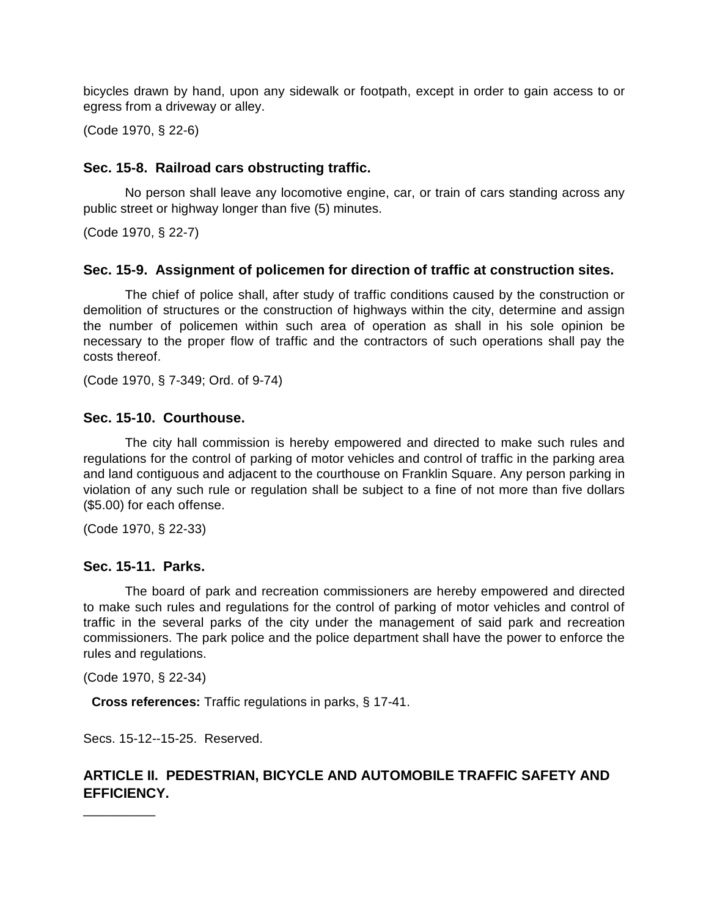bicycles drawn by hand, upon any sidewalk or footpath, except in order to gain access to or egress from a driveway or alley.

(Code 1970, § 22-6)

### Sec. 15-8. Railroad cars obstructing traffic.

No person shall leave any locomotive engine, car, or train of cars standing across any public street or highway longer than five (5) minutes.

(Code 1970, § 22-7)

### Sec. 15-9. Assignment of policemen for direction of traffic at construction sites.

The chief of police shall, after study of traffic conditions caused by the construction or demolition of structures or the construction of highways within the city, determine and assign the number of policemen within such area of operation as shall in his sole opinion be necessary to the proper flow of traffic and the contractors of such operations shall pay the costs thereof.

(Code 1970, § 7-349; Ord. of 9-74)

### Sec. 15-10. Courthouse.

The city hall commission is hereby empowered and directed to make such rules and regulations for the control of parking of motor vehicles and control of traffic in the parking area and land contiguous and adjacent to the courthouse on Franklin Square. Any person parking in violation of any such rule or regulation shall be subject to a fine of not more than five dollars ($5.00) for each offense.

(Code 1970, § 22-33)

### Sec. 15-11. Parks.

The board of park and recreation commissioners are hereby empowered and directed to make such rules and regulations for the control of parking of motor vehicles and control of traffic in the several parks of the city under the management of said park and recreation commissioners. The park police and the police department shall have the power to enforce the rules and regulations.

(Code 1970, § 22-34)

**Cross references:** Traffic regulations in parks, § 17-41.

Secs. 15-12--15-25. Reserved.

## ARTICLE II. PEDESTRIAN, BICYCLE AND AUTOMOBILE TRAFFIC SAFETY AND EFFICIENCY.

__________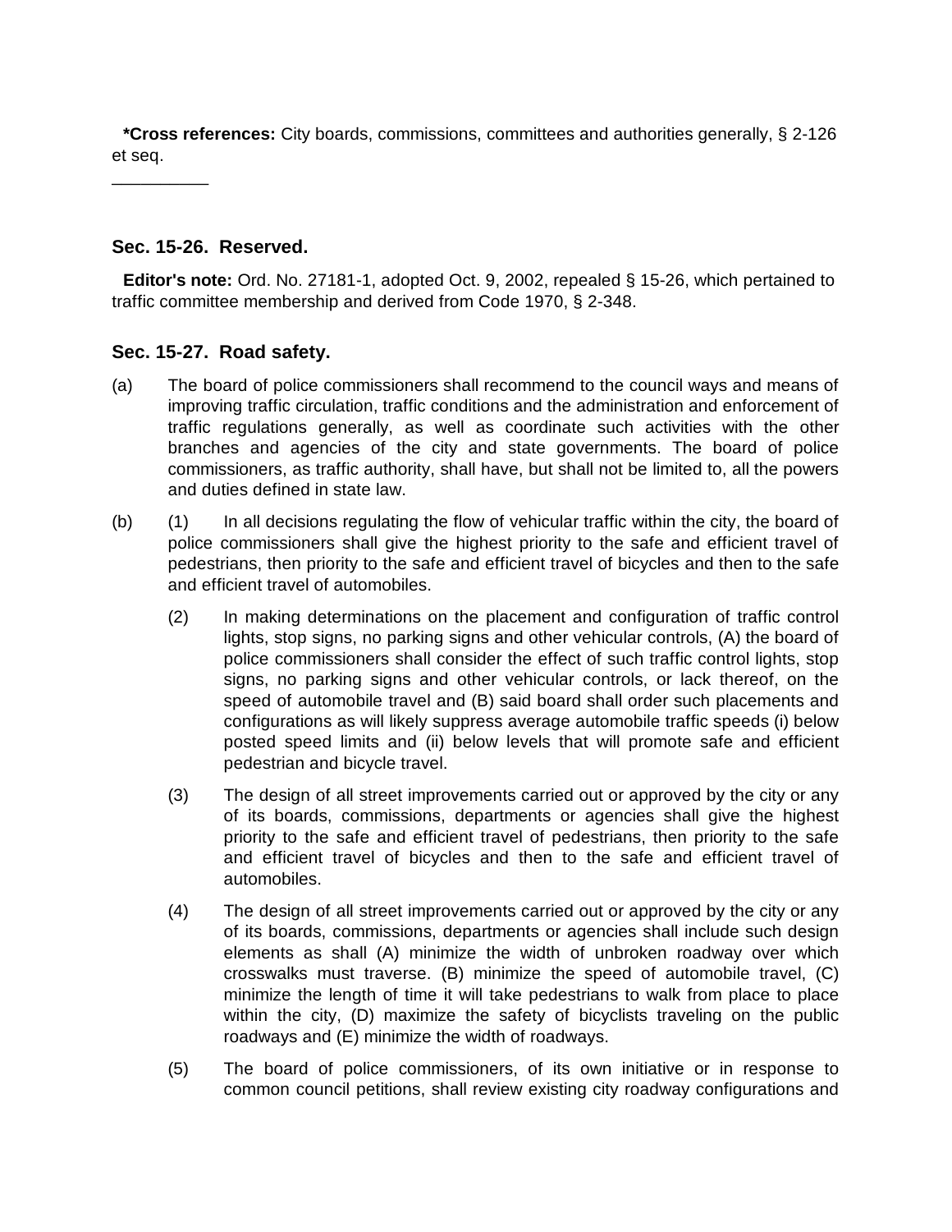**\*Cross references:** City boards, commissions, committees and authorities generally, § 2-126 et seq.

__________

### Sec. 15-26. Reserved.

**Editor's note:** Ord. No. 27181-1, adopted Oct. 9, 2002, repealed § 15-26, which pertained to traffic committee membership and derived from Code 1970, § 2-348.

### Sec. 15-27. Road safety.

(a) The board of police commissioners shall recommend to the council ways and means of improving traffic circulation, traffic conditions and the administration and enforcement of traffic regulations generally, as well as coordinate such activities with the other branches and agencies of the city and state governments. The board of police commissioners, as traffic authority, shall have, but shall not be limited to, all the powers and duties defined in state law.

(b) (1) In all decisions regulating the flow of vehicular traffic within the city, the board of police commissioners shall give the highest priority to the safe and efficient travel of pedestrians, then priority to the safe and efficient travel of bicycles and then to the safe and efficient travel of automobiles.

(2) In making determinations on the placement and configuration of traffic control lights, stop signs, no parking signs and other vehicular controls, (A) the board of police commissioners shall consider the effect of such traffic control lights, stop signs, no parking signs and other vehicular controls, or lack thereof, on the speed of automobile travel and (B) said board shall order such placements and configurations as will likely suppress average automobile traffic speeds (i) below posted speed limits and (ii) below levels that will promote safe and efficient pedestrian and bicycle travel.

(3) The design of all street improvements carried out or approved by the city or any of its boards, commissions, departments or agencies shall give the highest priority to the safe and efficient travel of pedestrians, then priority to the safe and efficient travel of bicycles and then to the safe and efficient travel of automobiles.

(4) The design of all street improvements carried out or approved by the city or any of its boards, commissions, departments or agencies shall include such design elements as shall (A) minimize the width of unbroken roadway over which crosswalks must traverse. (B) minimize the speed of automobile travel, (C) minimize the length of time it will take pedestrians to walk from place to place within the city, (D) maximize the safety of bicyclists traveling on the public roadways and (E) minimize the width of roadways.

(5) The board of police commissioners, of its own initiative or in response to common council petitions, shall review existing city roadway configurations and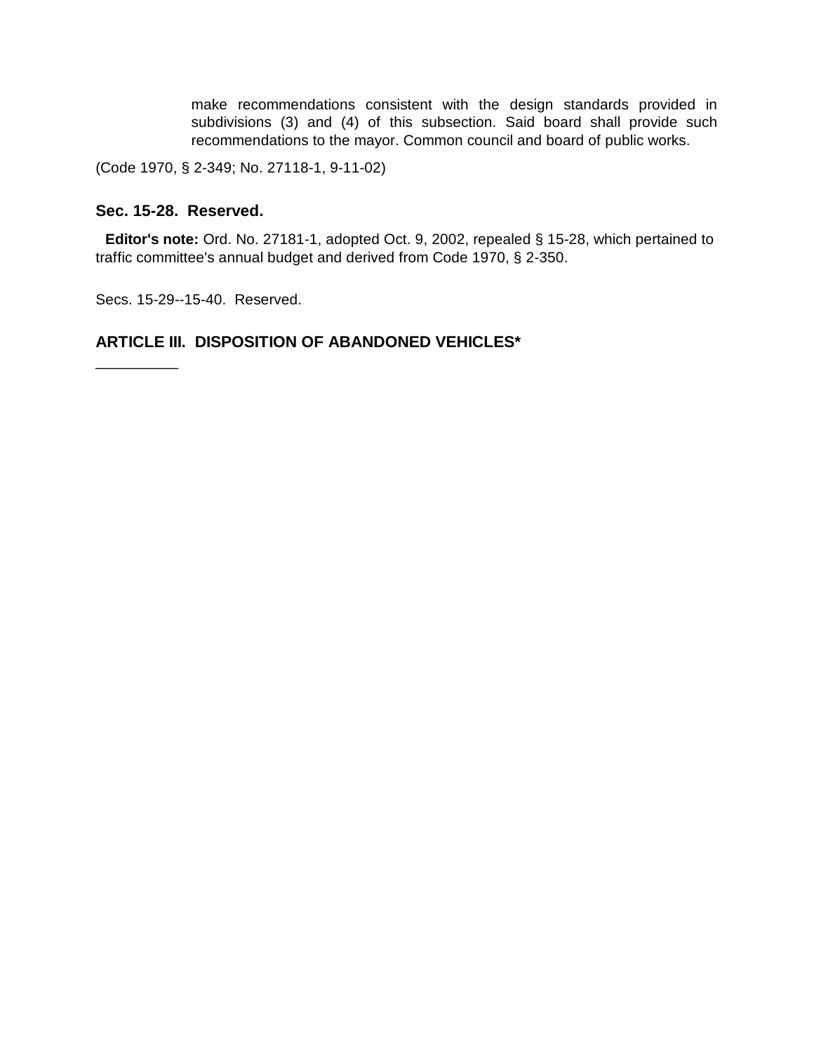make recommendations consistent with the design standards provided in subdivisions (3) and (4) of this subsection. Said board shall provide such recommendations to the mayor. Common council and board of public works.

(Code 1970, § 2-349; No. 27118-1, 9-11-02)

### Sec. 15-28. Reserved.

**Editor's note:** Ord. No. 27181-1, adopted Oct. 9, 2002, repealed § 15-28, which pertained to traffic committee's annual budget and derived from Code 1970, § 2-350.

Secs. 15-29--15-40. Reserved.

## ARTICLE III. DISPOSITION OF ABANDONED VEHICLES*

__________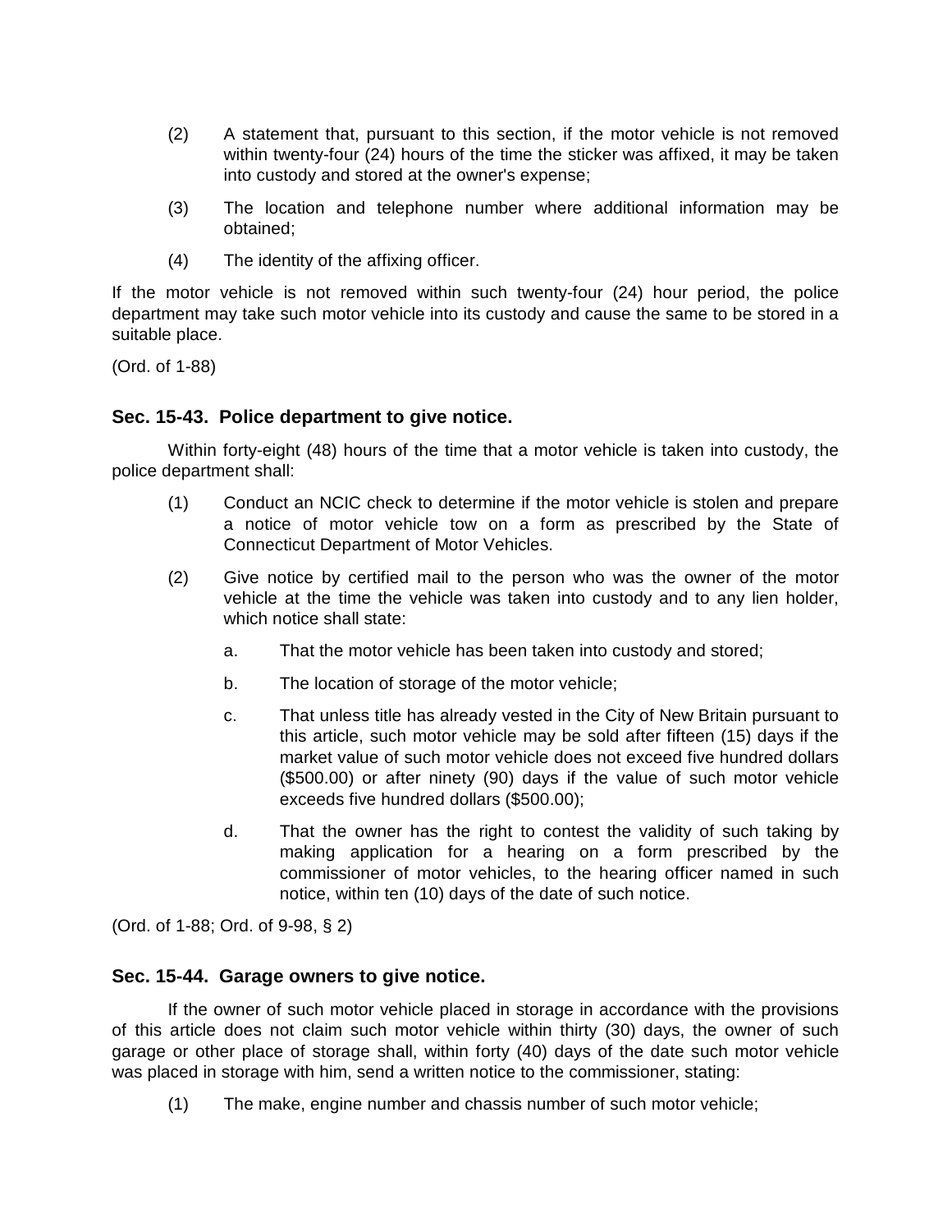(2) A statement that, pursuant to this section, if the motor vehicle is not removed within twenty-four (24) hours of the time the sticker was affixed, it may be taken into custody and stored at the owner's expense;

(3) The location and telephone number where additional information may be obtained;

(4) The identity of the affixing officer.

If the motor vehicle is not removed within such twenty-four (24) hour period, the police department may take such motor vehicle into its custody and cause the same to be stored in a suitable place.

(Ord. of 1-88)

### Sec. 15-43. Police department to give notice.

Within forty-eight (48) hours of the time that a motor vehicle is taken into custody, the police department shall:

(1) Conduct an NCIC check to determine if the motor vehicle is stolen and prepare a notice of motor vehicle tow on a form as prescribed by the State of Connecticut Department of Motor Vehicles.

(2) Give notice by certified mail to the person who was the owner of the motor vehicle at the time the vehicle was taken into custody and to any lien holder, which notice shall state:

   a. That the motor vehicle has been taken into custody and stored;

   b. The location of storage of the motor vehicle;

   c. That unless title has already vested in the City of New Britain pursuant to this article, such motor vehicle may be sold after fifteen (15) days if the market value of such motor vehicle does not exceed five hundred dollars ($500.00) or after ninety (90) days if the value of such motor vehicle exceeds five hundred dollars ($500.00);

   d. That the owner has the right to contest the validity of such taking by making application for a hearing on a form prescribed by the commissioner of motor vehicles, to the hearing officer named in such notice, within ten (10) days of the date of such notice.

(Ord. of 1-88; Ord. of 9-98, § 2)

### Sec. 15-44. Garage owners to give notice.

If the owner of such motor vehicle placed in storage in accordance with the provisions of this article does not claim such motor vehicle within thirty (30) days, the owner of such garage or other place of storage shall, within forty (40) days of the date such motor vehicle was placed in storage with him, send a written notice to the commissioner, stating:

(1) The make, engine number and chassis number of such motor vehicle;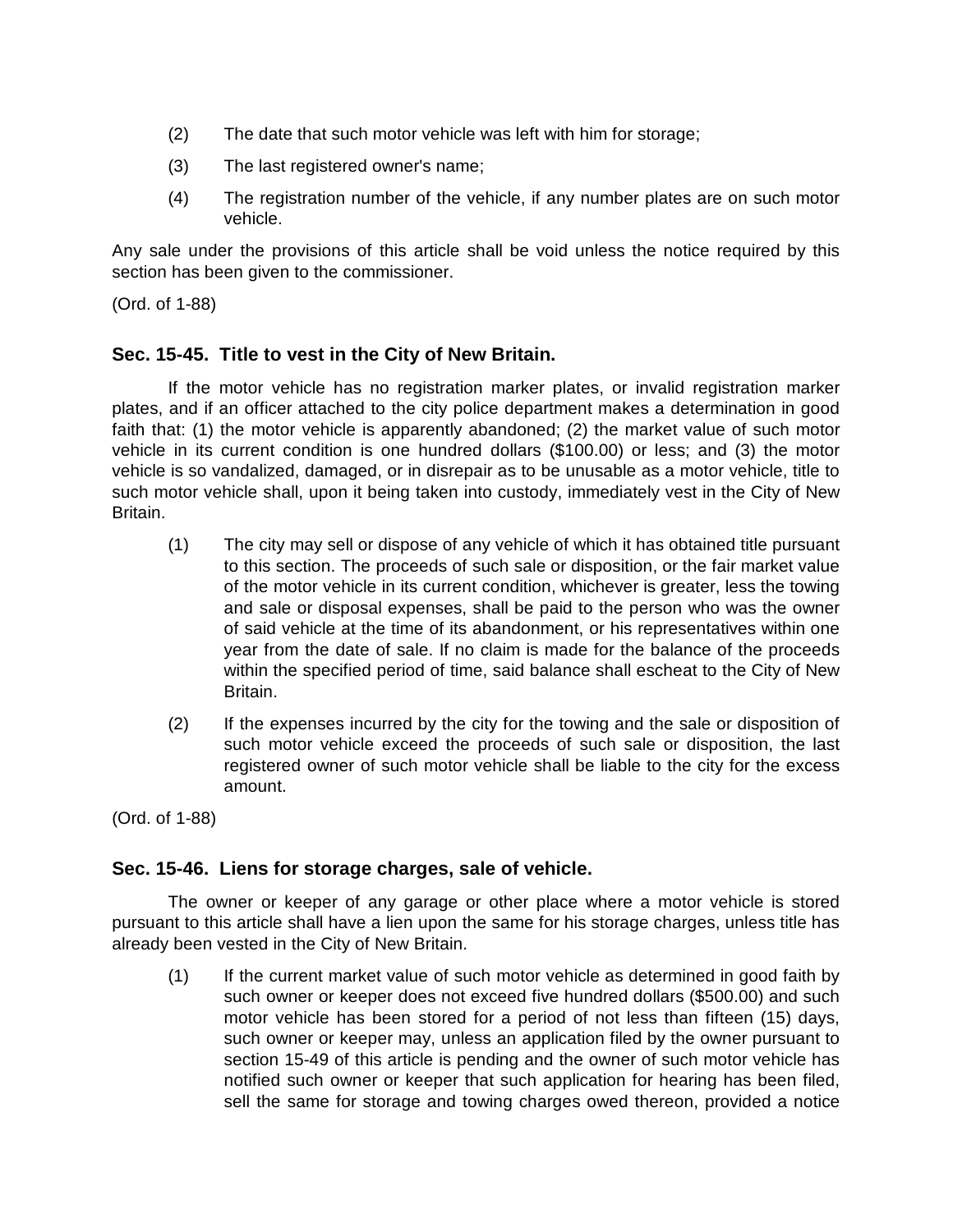(2) The date that such motor vehicle was left with him for storage;

(3) The last registered owner's name;

(4) The registration number of the vehicle, if any number plates are on such motor vehicle.

Any sale under the provisions of this article shall be void unless the notice required by this section has been given to the commissioner.

(Ord. of 1-88)

### Sec. 15-45. Title to vest in the City of New Britain.

If the motor vehicle has no registration marker plates, or invalid registration marker plates, and if an officer attached to the city police department makes a determination in good faith that: (1) the motor vehicle is apparently abandoned; (2) the market value of such motor vehicle in its current condition is one hundred dollars ($100.00) or less; and (3) the motor vehicle is so vandalized, damaged, or in disrepair as to be unusable as a motor vehicle, title to such motor vehicle shall, upon it being taken into custody, immediately vest in the City of New Britain.

(1) The city may sell or dispose of any vehicle of which it has obtained title pursuant to this section. The proceeds of such sale or disposition, or the fair market value of the motor vehicle in its current condition, whichever is greater, less the towing and sale or disposal expenses, shall be paid to the person who was the owner of said vehicle at the time of its abandonment, or his representatives within one year from the date of sale. If no claim is made for the balance of the proceeds within the specified period of time, said balance shall escheat to the City of New Britain.

(2) If the expenses incurred by the city for the towing and the sale or disposition of such motor vehicle exceed the proceeds of such sale or disposition, the last registered owner of such motor vehicle shall be liable to the city for the excess amount.

(Ord. of 1-88)

### Sec. 15-46. Liens for storage charges, sale of vehicle.

The owner or keeper of any garage or other place where a motor vehicle is stored pursuant to this article shall have a lien upon the same for his storage charges, unless title has already been vested in the City of New Britain.

(1) If the current market value of such motor vehicle as determined in good faith by such owner or keeper does not exceed five hundred dollars ($500.00) and such motor vehicle has been stored for a period of not less than fifteen (15) days, such owner or keeper may, unless an application filed by the owner pursuant to section 15-49 of this article is pending and the owner of such motor vehicle has notified such owner or keeper that such application for hearing has been filed, sell the same for storage and towing charges owed thereon, provided a notice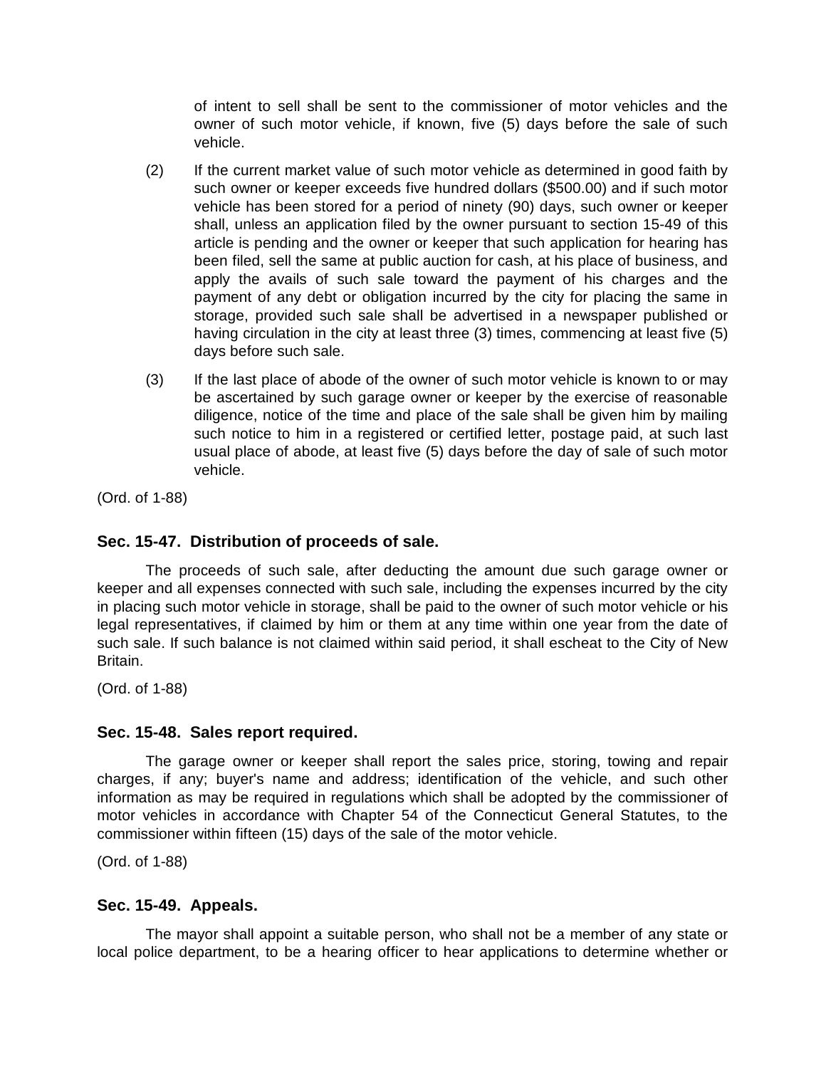of intent to sell shall be sent to the commissioner of motor vehicles and the owner of such motor vehicle, if known, five (5) days before the sale of such vehicle.

(2) If the current market value of such motor vehicle as determined in good faith by such owner or keeper exceeds five hundred dollars ($500.00) and if such motor vehicle has been stored for a period of ninety (90) days, such owner or keeper shall, unless an application filed by the owner pursuant to section 15-49 of this article is pending and the owner or keeper that such application for hearing has been filed, sell the same at public auction for cash, at his place of business, and apply the avails of such sale toward the payment of his charges and the payment of any debt or obligation incurred by the city for placing the same in storage, provided such sale shall be advertised in a newspaper published or having circulation in the city at least three (3) times, commencing at least five (5) days before such sale.

(3) If the last place of abode of the owner of such motor vehicle is known to or may be ascertained by such garage owner or keeper by the exercise of reasonable diligence, notice of the time and place of the sale shall be given him by mailing such notice to him in a registered or certified letter, postage paid, at such last usual place of abode, at least five (5) days before the day of sale of such motor vehicle.

(Ord. of 1-88)

### Sec. 15-47. Distribution of proceeds of sale.

The proceeds of such sale, after deducting the amount due such garage owner or keeper and all expenses connected with such sale, including the expenses incurred by the city in placing such motor vehicle in storage, shall be paid to the owner of such motor vehicle or his legal representatives, if claimed by him or them at any time within one year from the date of such sale. If such balance is not claimed within said period, it shall escheat to the City of New Britain.

(Ord. of 1-88)

### Sec. 15-48. Sales report required.

The garage owner or keeper shall report the sales price, storing, towing and repair charges, if any; buyer's name and address; identification of the vehicle, and such other information as may be required in regulations which shall be adopted by the commissioner of motor vehicles in accordance with Chapter 54 of the Connecticut General Statutes, to the commissioner within fifteen (15) days of the sale of the motor vehicle.

(Ord. of 1-88)

### Sec. 15-49. Appeals.

The mayor shall appoint a suitable person, who shall not be a member of any state or local police department, to be a hearing officer to hear applications to determine whether or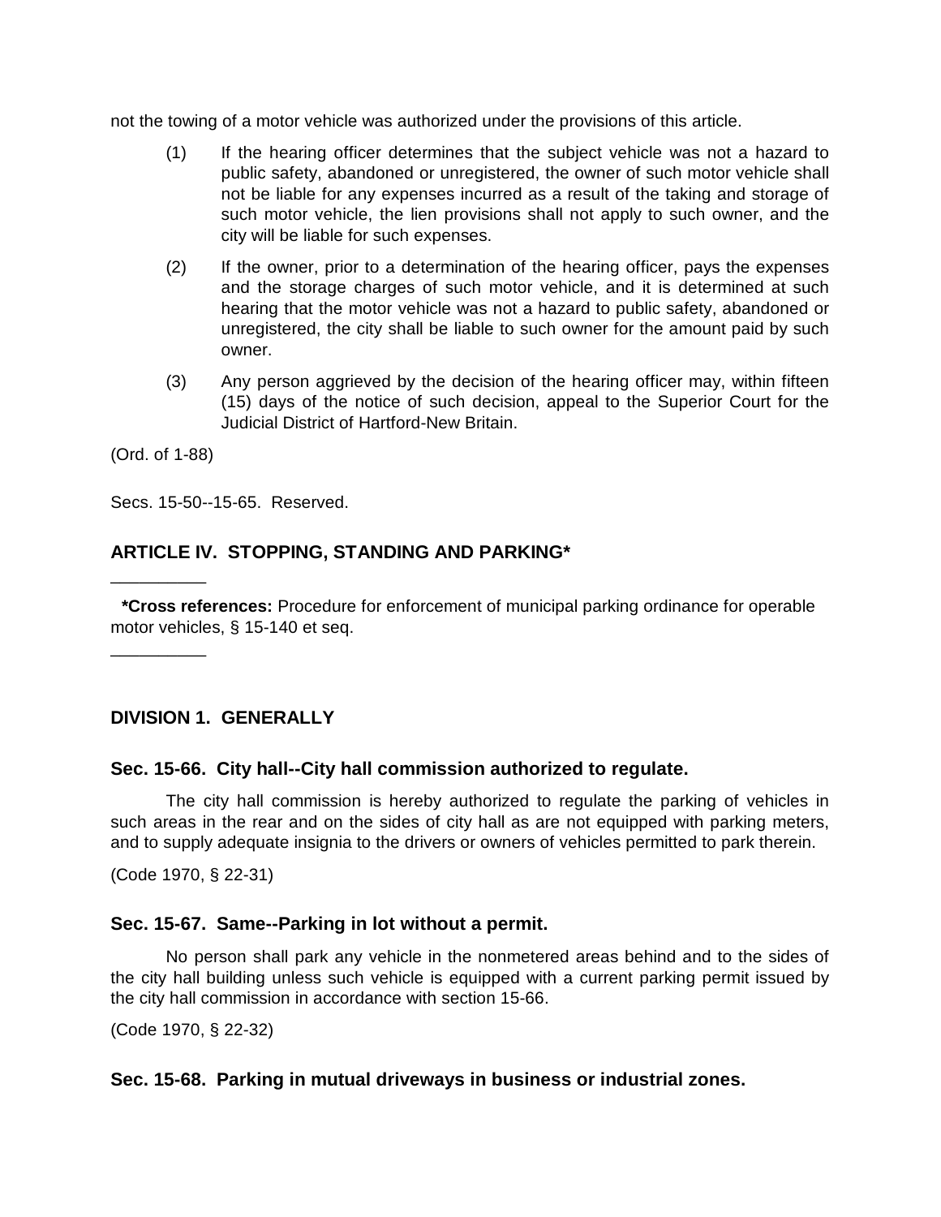not the towing of a motor vehicle was authorized under the provisions of this article.

(1) If the hearing officer determines that the subject vehicle was not a hazard to public safety, abandoned or unregistered, the owner of such motor vehicle shall not be liable for any expenses incurred as a result of the taking and storage of such motor vehicle, the lien provisions shall not apply to such owner, and the city will be liable for such expenses.

(2) If the owner, prior to a determination of the hearing officer, pays the expenses and the storage charges of such motor vehicle, and it is determined at such hearing that the motor vehicle was not a hazard to public safety, abandoned or unregistered, the city shall be liable to such owner for the amount paid by such owner.

(3) Any person aggrieved by the decision of the hearing officer may, within fifteen (15) days of the notice of such decision, appeal to the Superior Court for the Judicial District of Hartford-New Britain.

(Ord. of 1-88)

Secs. 15-50--15-65. Reserved.

## ARTICLE IV. STOPPING, STANDING AND PARKING*

__________

**\*Cross references:** Procedure for enforcement of municipal parking ordinance for operable motor vehicles, § 15-140 et seq.

__________

### DIVISION 1. GENERALLY

#### Sec. 15-66. City hall--City hall commission authorized to regulate.

The city hall commission is hereby authorized to regulate the parking of vehicles in such areas in the rear and on the sides of city hall as are not equipped with parking meters, and to supply adequate insignia to the drivers or owners of vehicles permitted to park therein.

(Code 1970, § 22-31)

#### Sec. 15-67. Same--Parking in lot without a permit.

No person shall park any vehicle in the nonmetered areas behind and to the sides of the city hall building unless such vehicle is equipped with a current parking permit issued by the city hall commission in accordance with section 15-66.

(Code 1970, § 22-32)

#### Sec. 15-68. Parking in mutual driveways in business or industrial zones.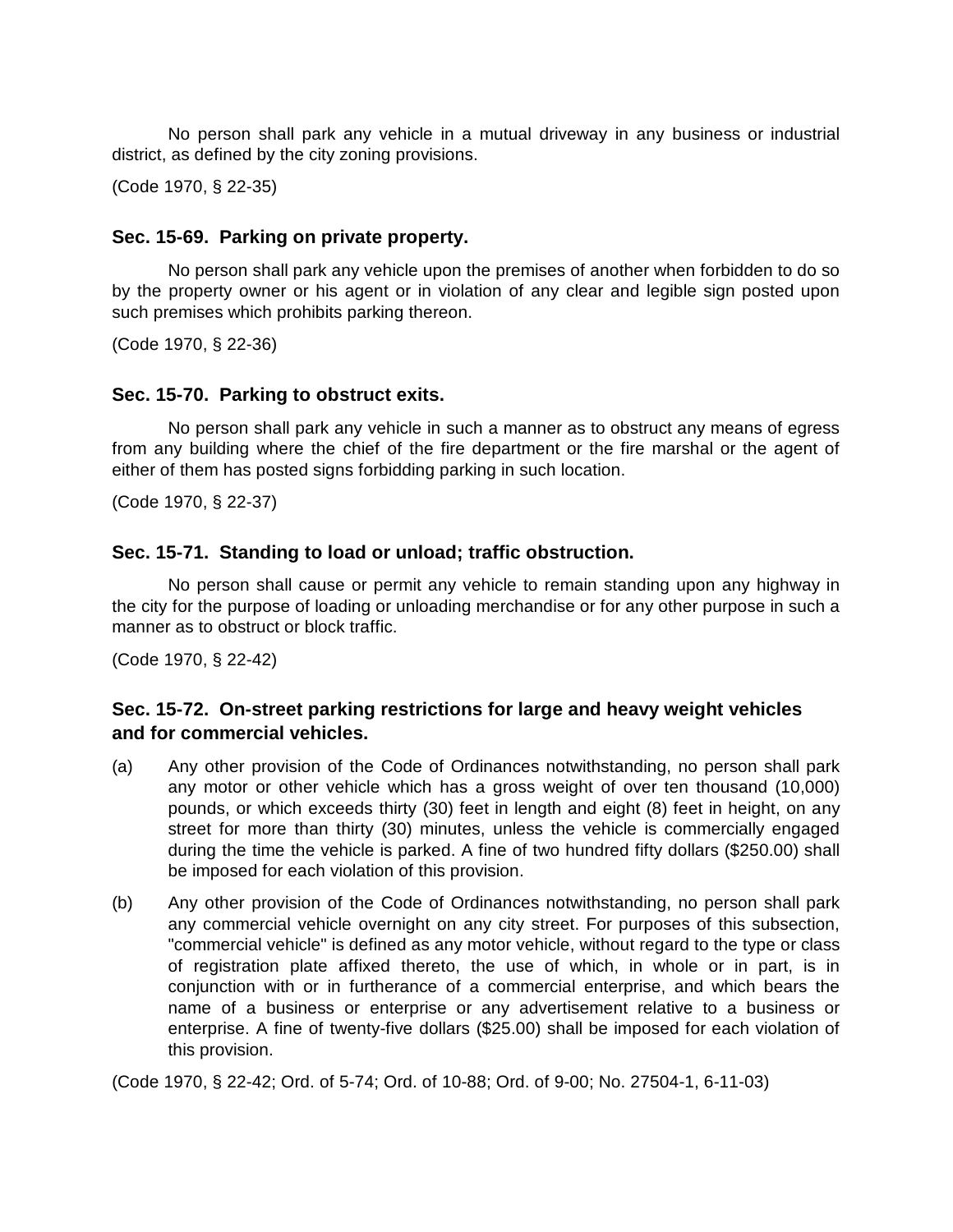No person shall park any vehicle in a mutual driveway in any business or industrial district, as defined by the city zoning provisions.

(Code 1970, § 22-35)

### Sec. 15-69. Parking on private property.

No person shall park any vehicle upon the premises of another when forbidden to do so by the property owner or his agent or in violation of any clear and legible sign posted upon such premises which prohibits parking thereon.

(Code 1970, § 22-36)

### Sec. 15-70. Parking to obstruct exits.

No person shall park any vehicle in such a manner as to obstruct any means of egress from any building where the chief of the fire department or the fire marshal or the agent of either of them has posted signs forbidding parking in such location.

(Code 1970, § 22-37)

### Sec. 15-71. Standing to load or unload; traffic obstruction.

No person shall cause or permit any vehicle to remain standing upon any highway in the city for the purpose of loading or unloading merchandise or for any other purpose in such a manner as to obstruct or block traffic.

(Code 1970, § 22-42)

### Sec. 15-72. On-street parking restrictions for large and heavy weight vehicles and for commercial vehicles.

(a) Any other provision of the Code of Ordinances notwithstanding, no person shall park any motor or other vehicle which has a gross weight of over ten thousand (10,000) pounds, or which exceeds thirty (30) feet in length and eight (8) feet in height, on any street for more than thirty (30) minutes, unless the vehicle is commercially engaged during the time the vehicle is parked. A fine of two hundred fifty dollars ($250.00) shall be imposed for each violation of this provision.

(b) Any other provision of the Code of Ordinances notwithstanding, no person shall park any commercial vehicle overnight on any city street. For purposes of this subsection, "commercial vehicle" is defined as any motor vehicle, without regard to the type or class of registration plate affixed thereto, the use of which, in whole or in part, is in conjunction with or in furtherance of a commercial enterprise, and which bears the name of a business or enterprise or any advertisement relative to a business or enterprise. A fine of twenty-five dollars ($25.00) shall be imposed for each violation of this provision.

(Code 1970, § 22-42; Ord. of 5-74; Ord. of 10-88; Ord. of 9-00; No. 27504-1, 6-11-03)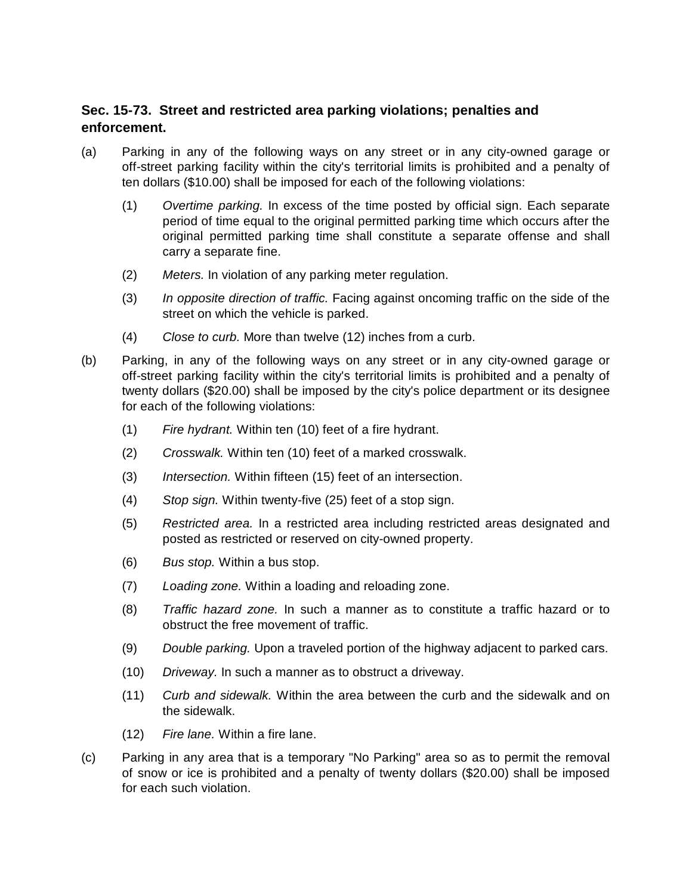### Sec. 15-73. Street and restricted area parking violations; penalties and enforcement.

(a) Parking in any of the following ways on any street or in any city-owned garage or off-street parking facility within the city's territorial limits is prohibited and a penalty of ten dollars ($10.00) shall be imposed for each of the following violations:

(1) *Overtime parking.* In excess of the time posted by official sign. Each separate period of time equal to the original permitted parking time which occurs after the original permitted parking time shall constitute a separate offense and shall carry a separate fine.

(2) *Meters.* In violation of any parking meter regulation.

(3) *In opposite direction of traffic.* Facing against oncoming traffic on the side of the street on which the vehicle is parked.

(4) *Close to curb.* More than twelve (12) inches from a curb.

(b) Parking, in any of the following ways on any street or in any city-owned garage or off-street parking facility within the city's territorial limits is prohibited and a penalty of twenty dollars ($20.00) shall be imposed by the city's police department or its designee for each of the following violations:

(1) *Fire hydrant.* Within ten (10) feet of a fire hydrant.

(2) *Crosswalk.* Within ten (10) feet of a marked crosswalk.

(3) *Intersection.* Within fifteen (15) feet of an intersection.

(4) *Stop sign.* Within twenty-five (25) feet of a stop sign.

(5) *Restricted area.* In a restricted area including restricted areas designated and posted as restricted or reserved on city-owned property.

(6) *Bus stop.* Within a bus stop.

(7) *Loading zone.* Within a loading and reloading zone.

(8) *Traffic hazard zone.* In such a manner as to constitute a traffic hazard or to obstruct the free movement of traffic.

(9) *Double parking.* Upon a traveled portion of the highway adjacent to parked cars.

(10) *Driveway.* In such a manner as to obstruct a driveway.

(11) *Curb and sidewalk.* Within the area between the curb and the sidewalk and on the sidewalk.

(12) *Fire lane.* Within a fire lane.

(c) Parking in any area that is a temporary "No Parking" area so as to permit the removal of snow or ice is prohibited and a penalty of twenty dollars ($20.00) shall be imposed for each such violation.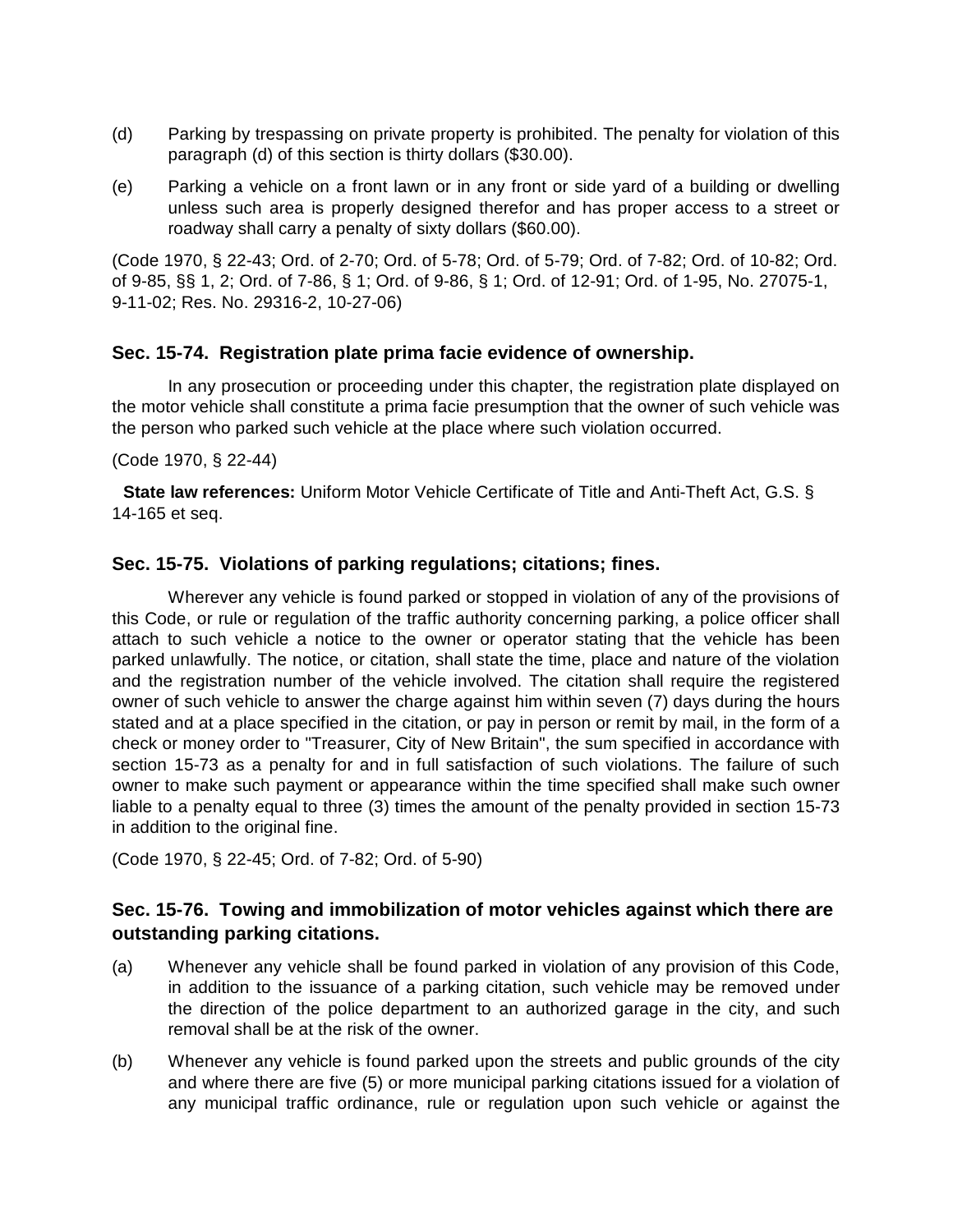(d) Parking by trespassing on private property is prohibited. The penalty for violation of this paragraph (d) of this section is thirty dollars ($30.00).

(e) Parking a vehicle on a front lawn or in any front or side yard of a building or dwelling unless such area is properly designed therefor and has proper access to a street or roadway shall carry a penalty of sixty dollars ($60.00).

(Code 1970, § 22-43; Ord. of 2-70; Ord. of 5-78; Ord. of 5-79; Ord. of 7-82; Ord. of 10-82; Ord. of 9-85, §§ 1, 2; Ord. of 7-86, § 1; Ord. of 9-86, § 1; Ord. of 12-91; Ord. of 1-95, No. 27075-1, 9-11-02; Res. No. 29316-2, 10-27-06)

### Sec. 15-74. Registration plate prima facie evidence of ownership.

In any prosecution or proceeding under this chapter, the registration plate displayed on the motor vehicle shall constitute a prima facie presumption that the owner of such vehicle was the person who parked such vehicle at the place where such violation occurred.

(Code 1970, § 22-44)

**State law references:** Uniform Motor Vehicle Certificate of Title and Anti-Theft Act, G.S. § 14-165 et seq.

### Sec. 15-75. Violations of parking regulations; citations; fines.

Wherever any vehicle is found parked or stopped in violation of any of the provisions of this Code, or rule or regulation of the traffic authority concerning parking, a police officer shall attach to such vehicle a notice to the owner or operator stating that the vehicle has been parked unlawfully. The notice, or citation, shall state the time, place and nature of the violation and the registration number of the vehicle involved. The citation shall require the registered owner of such vehicle to answer the charge against him within seven (7) days during the hours stated and at a place specified in the citation, or pay in person or remit by mail, in the form of a check or money order to "Treasurer, City of New Britain", the sum specified in accordance with section 15-73 as a penalty for and in full satisfaction of such violations. The failure of such owner to make such payment or appearance within the time specified shall make such owner liable to a penalty equal to three (3) times the amount of the penalty provided in section 15-73 in addition to the original fine.

(Code 1970, § 22-45; Ord. of 7-82; Ord. of 5-90)

### Sec. 15-76. Towing and immobilization of motor vehicles against which there are outstanding parking citations.

(a) Whenever any vehicle shall be found parked in violation of any provision of this Code, in addition to the issuance of a parking citation, such vehicle may be removed under the direction of the police department to an authorized garage in the city, and such removal shall be at the risk of the owner.

(b) Whenever any vehicle is found parked upon the streets and public grounds of the city and where there are five (5) or more municipal parking citations issued for a violation of any municipal traffic ordinance, rule or regulation upon such vehicle or against the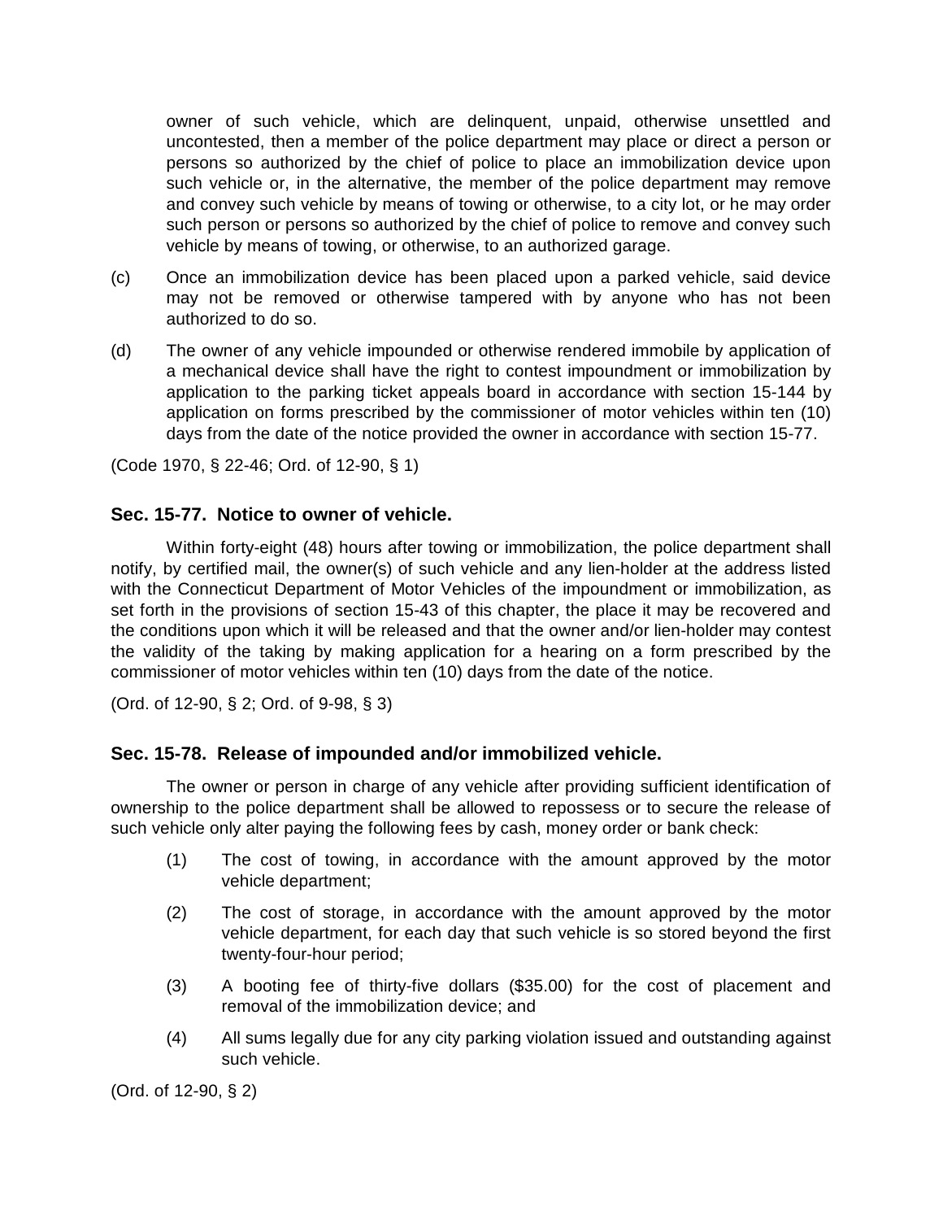owner of such vehicle, which are delinquent, unpaid, otherwise unsettled and uncontested, then a member of the police department may place or direct a person or persons so authorized by the chief of police to place an immobilization device upon such vehicle or, in the alternative, the member of the police department may remove and convey such vehicle by means of towing or otherwise, to a city lot, or he may order such person or persons so authorized by the chief of police to remove and convey such vehicle by means of towing, or otherwise, to an authorized garage.

(c) Once an immobilization device has been placed upon a parked vehicle, said device may not be removed or otherwise tampered with by anyone who has not been authorized to do so.

(d) The owner of any vehicle impounded or otherwise rendered immobile by application of a mechanical device shall have the right to contest impoundment or immobilization by application to the parking ticket appeals board in accordance with section 15-144 by application on forms prescribed by the commissioner of motor vehicles within ten (10) days from the date of the notice provided the owner in accordance with section 15-77.

(Code 1970, § 22-46; Ord. of 12-90, § 1)

### Sec. 15-77. Notice to owner of vehicle.

Within forty-eight (48) hours after towing or immobilization, the police department shall notify, by certified mail, the owner(s) of such vehicle and any lien-holder at the address listed with the Connecticut Department of Motor Vehicles of the impoundment or immobilization, as set forth in the provisions of section 15-43 of this chapter, the place it may be recovered and the conditions upon which it will be released and that the owner and/or lien-holder may contest the validity of the taking by making application for a hearing on a form prescribed by the commissioner of motor vehicles within ten (10) days from the date of the notice.

(Ord. of 12-90, § 2; Ord. of 9-98, § 3)

### Sec. 15-78. Release of impounded and/or immobilized vehicle.

The owner or person in charge of any vehicle after providing sufficient identification of ownership to the police department shall be allowed to repossess or to secure the release of such vehicle only alter paying the following fees by cash, money order or bank check:

(1) The cost of towing, in accordance with the amount approved by the motor vehicle department;

(2) The cost of storage, in accordance with the amount approved by the motor vehicle department, for each day that such vehicle is so stored beyond the first twenty-four-hour period;

(3) A booting fee of thirty-five dollars ($35.00) for the cost of placement and removal of the immobilization device; and

(4) All sums legally due for any city parking violation issued and outstanding against such vehicle.

(Ord. of 12-90, § 2)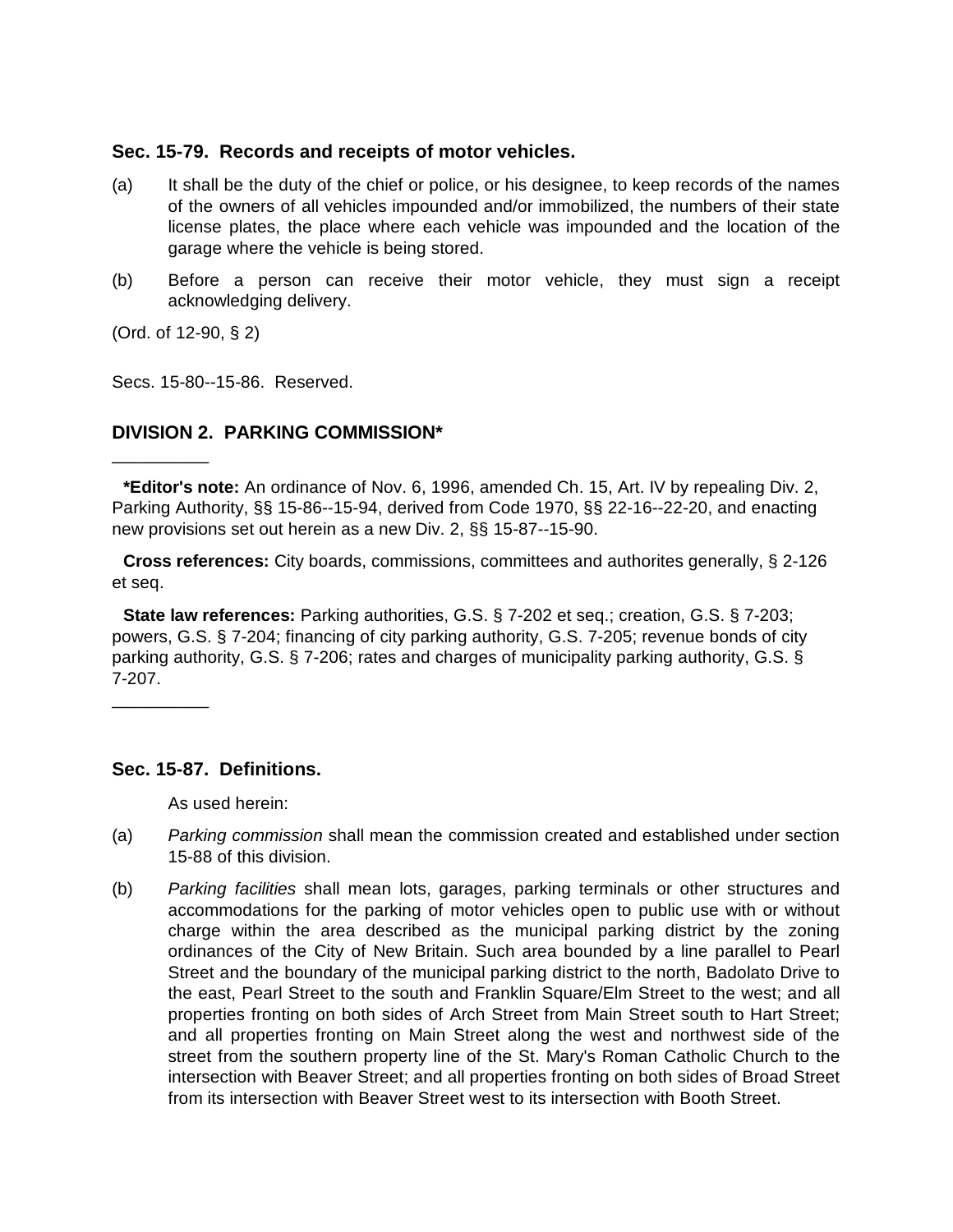### Sec. 15-79. Records and receipts of motor vehicles.

(a) It shall be the duty of the chief or police, or his designee, to keep records of the names of the owners of all vehicles impounded and/or immobilized, the numbers of their state license plates, the place where each vehicle was impounded and the location of the garage where the vehicle is being stored.

(b) Before a person can receive their motor vehicle, they must sign a receipt acknowledging delivery.

(Ord. of 12-90, § 2)

Secs. 15-80--15-86. Reserved.

## DIVISION 2. PARKING COMMISSION*

__________

**\*Editor's note:** An ordinance of Nov. 6, 1996, amended Ch. 15, Art. IV by repealing Div. 2, Parking Authority, §§ 15-86--15-94, derived from Code 1970, §§ 22-16--22-20, and enacting new provisions set out herein as a new Div. 2, §§ 15-87--15-90.

**Cross references:** City boards, commissions, committees and authorites generally, § 2-126 et seq.

**State law references:** Parking authorities, G.S. § 7-202 et seq.; creation, G.S. § 7-203; powers, G.S. § 7-204; financing of city parking authority, G.S. 7-205; revenue bonds of city parking authority, G.S. § 7-206; rates and charges of municipality parking authority, G.S. § 7-207.

__________

### Sec. 15-87. Definitions.

As used herein:

(a) *Parking commission* shall mean the commission created and established under section 15-88 of this division.

(b) *Parking facilities* shall mean lots, garages, parking terminals or other structures and accommodations for the parking of motor vehicles open to public use with or without charge within the area described as the municipal parking district by the zoning ordinances of the City of New Britain. Such area bounded by a line parallel to Pearl Street and the boundary of the municipal parking district to the north, Badolato Drive to the east, Pearl Street to the south and Franklin Square/Elm Street to the west; and all properties fronting on both sides of Arch Street from Main Street south to Hart Street; and all properties fronting on Main Street along the west and northwest side of the street from the southern property line of the St. Mary's Roman Catholic Church to the intersection with Beaver Street; and all properties fronting on both sides of Broad Street from its intersection with Beaver Street west to its intersection with Booth Street.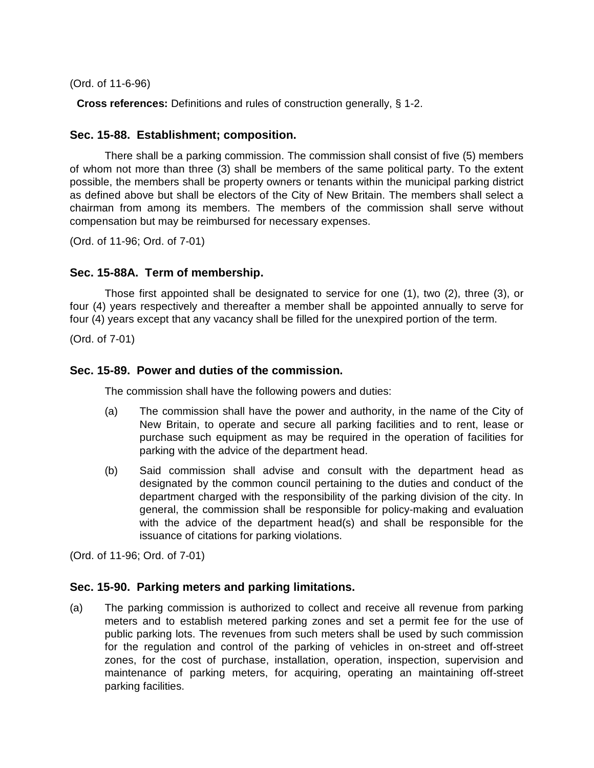(Ord. of 11-6-96)

**Cross references:** Definitions and rules of construction generally, § 1-2.

### Sec. 15-88. Establishment; composition.

There shall be a parking commission. The commission shall consist of five (5) members of whom not more than three (3) shall be members of the same political party. To the extent possible, the members shall be property owners or tenants within the municipal parking district as defined above but shall be electors of the City of New Britain. The members shall select a chairman from among its members. The members of the commission shall serve without compensation but may be reimbursed for necessary expenses.

(Ord. of 11-96; Ord. of 7-01)

### Sec. 15-88A. Term of membership.

Those first appointed shall be designated to service for one (1), two (2), three (3), or four (4) years respectively and thereafter a member shall be appointed annually to serve for four (4) years except that any vacancy shall be filled for the unexpired portion of the term.

(Ord. of 7-01)

### Sec. 15-89. Power and duties of the commission.

The commission shall have the following powers and duties:

(a) The commission shall have the power and authority, in the name of the City of New Britain, to operate and secure all parking facilities and to rent, lease or purchase such equipment as may be required in the operation of facilities for parking with the advice of the department head.

(b) Said commission shall advise and consult with the department head as designated by the common council pertaining to the duties and conduct of the department charged with the responsibility of the parking division of the city. In general, the commission shall be responsible for policy-making and evaluation with the advice of the department head(s) and shall be responsible for the issuance of citations for parking violations.

(Ord. of 11-96; Ord. of 7-01)

### Sec. 15-90. Parking meters and parking limitations.

(a) The parking commission is authorized to collect and receive all revenue from parking meters and to establish metered parking zones and set a permit fee for the use of public parking lots. The revenues from such meters shall be used by such commission for the regulation and control of the parking of vehicles in on-street and off-street zones, for the cost of purchase, installation, operation, inspection, supervision and maintenance of parking meters, for acquiring, operating an maintaining off-street parking facilities.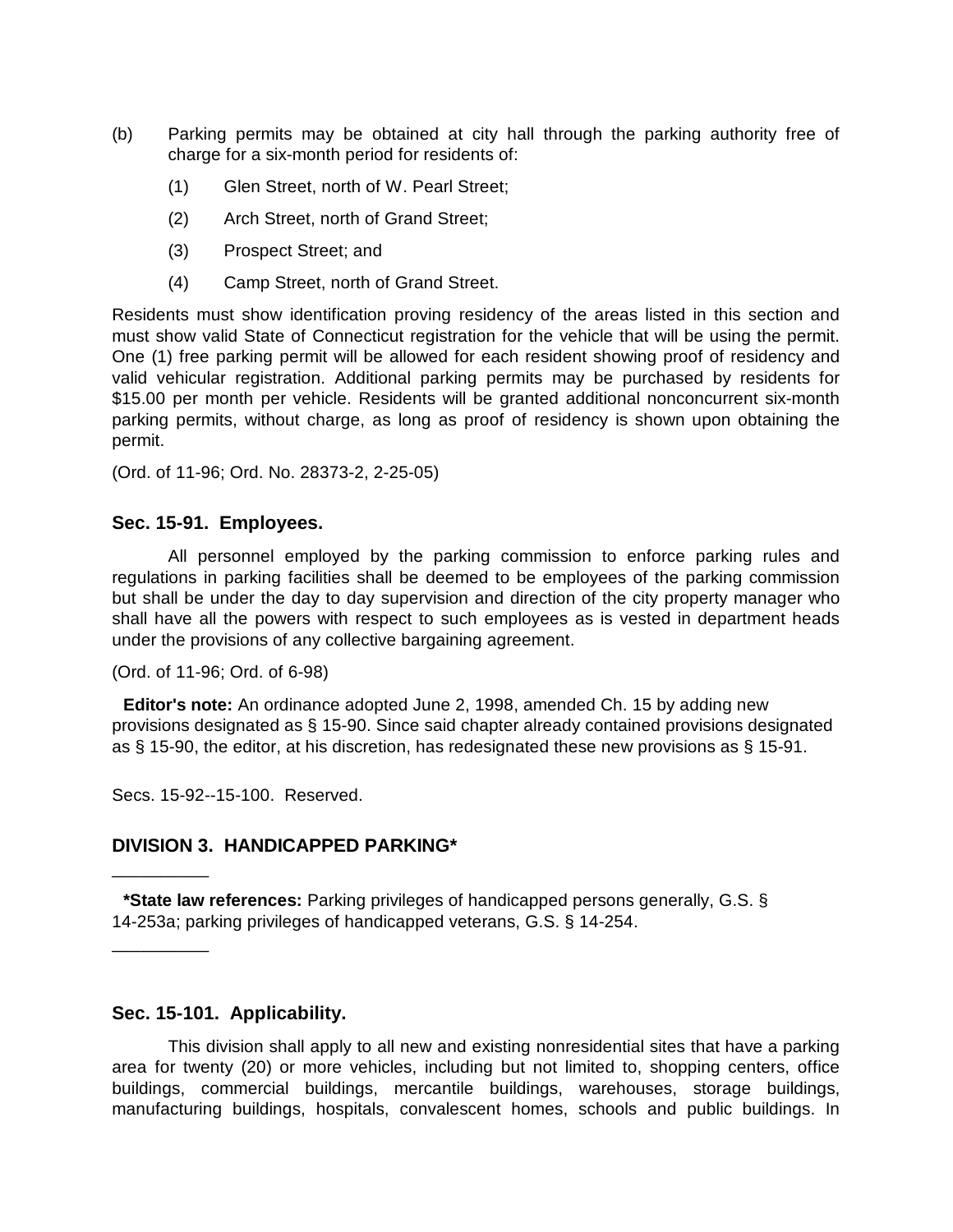(b) Parking permits may be obtained at city hall through the parking authority free of charge for a six-month period for residents of:

    (1) Glen Street, north of W. Pearl Street;

    (2) Arch Street, north of Grand Street;

    (3) Prospect Street; and

    (4) Camp Street, north of Grand Street.

Residents must show identification proving residency of the areas listed in this section and must show valid State of Connecticut registration for the vehicle that will be using the permit. One (1) free parking permit will be allowed for each resident showing proof of residency and valid vehicular registration. Additional parking permits may be purchased by residents for $15.00 per month per vehicle. Residents will be granted additional nonconcurrent six-month parking permits, without charge, as long as proof of residency is shown upon obtaining the permit.

(Ord. of 11-96; Ord. No. 28373-2, 2-25-05)

### Sec. 15-91. Employees.

All personnel employed by the parking commission to enforce parking rules and regulations in parking facilities shall be deemed to be employees of the parking commission but shall be under the day to day supervision and direction of the city property manager who shall have all the powers with respect to such employees as is vested in department heads under the provisions of any collective bargaining agreement.

(Ord. of 11-96; Ord. of 6-98)

**Editor's note:** An ordinance adopted June 2, 1998, amended Ch. 15 by adding new provisions designated as § 15-90. Since said chapter already contained provisions designated as § 15-90, the editor, at his discretion, has redesignated these new provisions as § 15-91.

Secs. 15-92--15-100. Reserved.

## DIVISION 3. HANDICAPPED PARKING*

---

***State law references:** Parking privileges of handicapped persons generally, G.S. § 14-253a; parking privileges of handicapped veterans, G.S. § 14-254.

---

### Sec. 15-101. Applicability.

This division shall apply to all new and existing nonresidential sites that have a parking area for twenty (20) or more vehicles, including but not limited to, shopping centers, office buildings, commercial buildings, mercantile buildings, warehouses, storage buildings, manufacturing buildings, hospitals, convalescent homes, schools and public buildings. In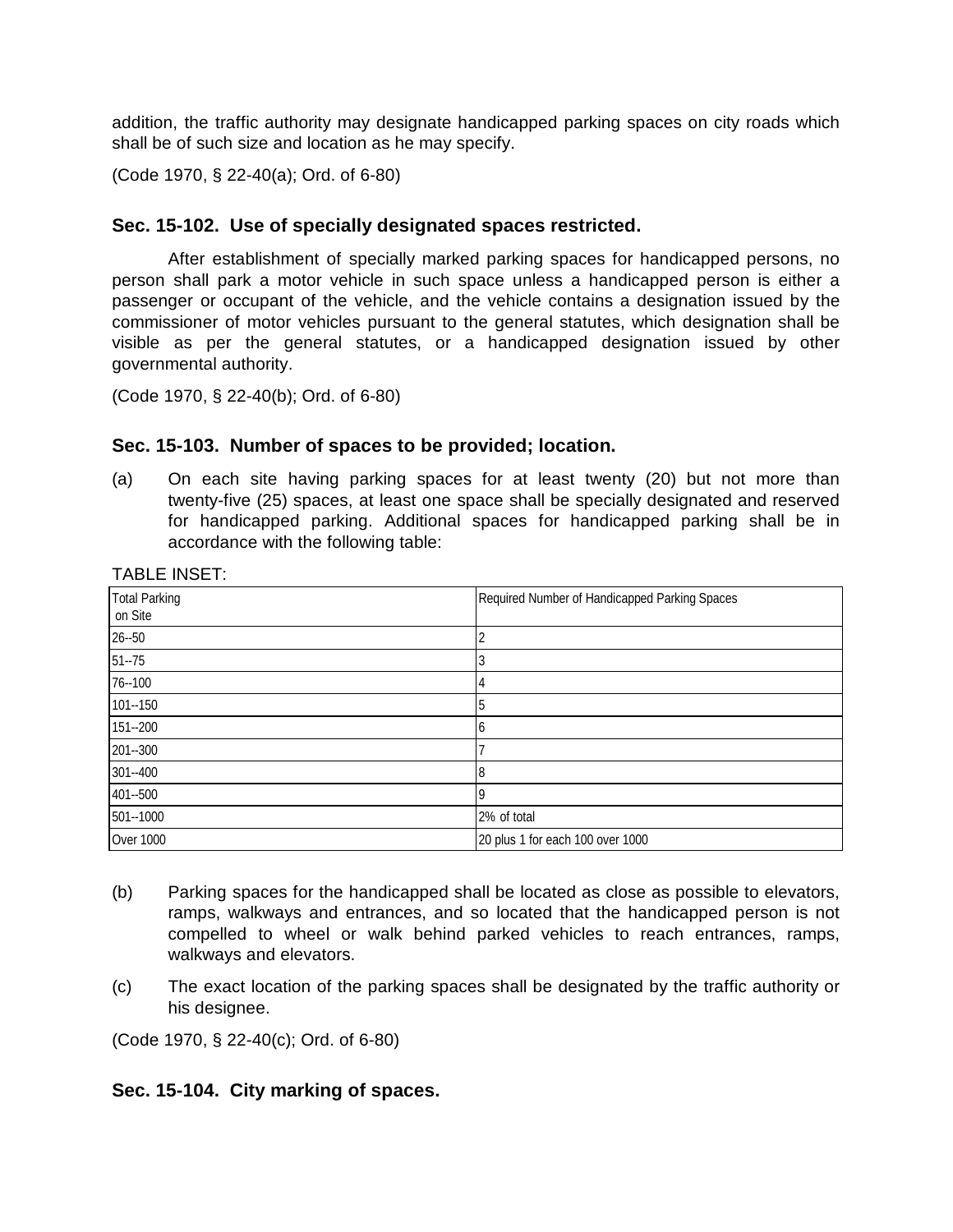addition, the traffic authority may designate handicapped parking spaces on city roads which shall be of such size and location as he may specify.

(Code 1970, § 22-40(a); Ord. of 6-80)

### Sec. 15-102. Use of specially designated spaces restricted.

After establishment of specially marked parking spaces for handicapped persons, no person shall park a motor vehicle in such space unless a handicapped person is either a passenger or occupant of the vehicle, and the vehicle contains a designation issued by the commissioner of motor vehicles pursuant to the general statutes, which designation shall be visible as per the general statutes, or a handicapped designation issued by other governmental authority.

(Code 1970, § 22-40(b); Ord. of 6-80)

### Sec. 15-103. Number of spaces to be provided; location.

(a) On each site having parking spaces for at least twenty (20) but not more than twenty-five (25) spaces, at least one space shall be specially designated and reserved for handicapped parking. Additional spaces for handicapped parking shall be in accordance with the following table:

TABLE INSET:

| Total Parking on Site | Required Number of Handicapped Parking Spaces |
|---|---|
| 26--50 | 2 |
| 51--75 | 3 |
| 76--100 | 4 |
| 101--150 | 5 |
| 151--200 | 6 |
| 201--300 | 7 |
| 301--400 | 8 |
| 401--500 | 9 |
| 501--1000 | 2% of total |
| Over 1000 | 20 plus 1 for each 100 over 1000 |

(b) Parking spaces for the handicapped shall be located as close as possible to elevators, ramps, walkways and entrances, and so located that the handicapped person is not compelled to wheel or walk behind parked vehicles to reach entrances, ramps, walkways and elevators.

(c) The exact location of the parking spaces shall be designated by the traffic authority or his designee.

(Code 1970, § 22-40(c); Ord. of 6-80)

### Sec. 15-104. City marking of spaces.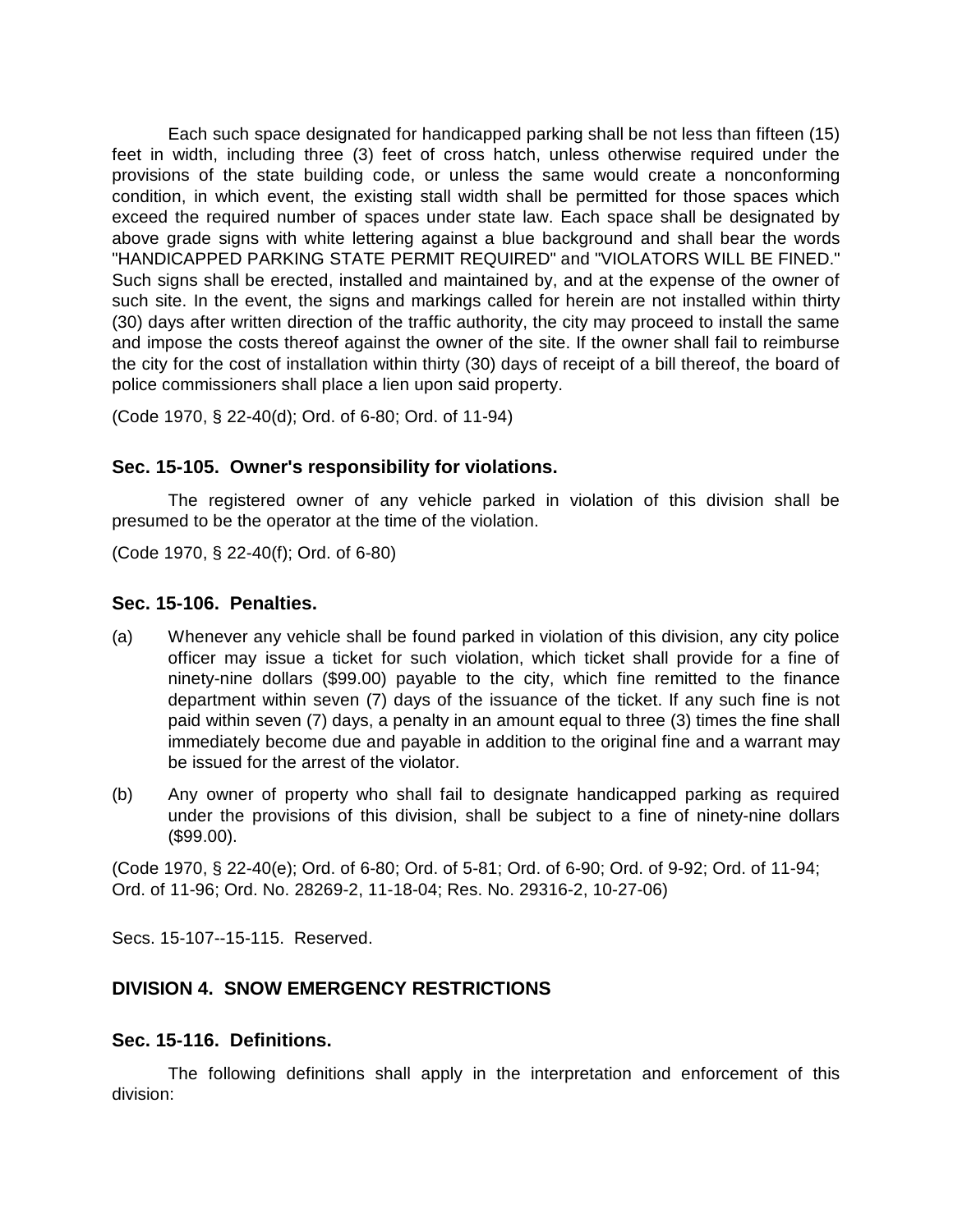Each such space designated for handicapped parking shall be not less than fifteen (15) feet in width, including three (3) feet of cross hatch, unless otherwise required under the provisions of the state building code, or unless the same would create a nonconforming condition, in which event, the existing stall width shall be permitted for those spaces which exceed the required number of spaces under state law. Each space shall be designated by above grade signs with white lettering against a blue background and shall bear the words "HANDICAPPED PARKING STATE PERMIT REQUIRED" and "VIOLATORS WILL BE FINED." Such signs shall be erected, installed and maintained by, and at the expense of the owner of such site. In the event, the signs and markings called for herein are not installed within thirty (30) days after written direction of the traffic authority, the city may proceed to install the same and impose the costs thereof against the owner of the site. If the owner shall fail to reimburse the city for the cost of installation within thirty (30) days of receipt of a bill thereof, the board of police commissioners shall place a lien upon said property.

(Code 1970, § 22-40(d); Ord. of 6-80; Ord. of 11-94)

### Sec. 15-105. Owner's responsibility for violations.

The registered owner of any vehicle parked in violation of this division shall be presumed to be the operator at the time of the violation.

(Code 1970, § 22-40(f); Ord. of 6-80)

### Sec. 15-106. Penalties.

(a) Whenever any vehicle shall be found parked in violation of this division, any city police officer may issue a ticket for such violation, which ticket shall provide for a fine of ninety-nine dollars ($99.00) payable to the city, which fine remitted to the finance department within seven (7) days of the issuance of the ticket. If any such fine is not paid within seven (7) days, a penalty in an amount equal to three (3) times the fine shall immediately become due and payable in addition to the original fine and a warrant may be issued for the arrest of the violator.

(b) Any owner of property who shall fail to designate handicapped parking as required under the provisions of this division, shall be subject to a fine of ninety-nine dollars ($99.00).

(Code 1970, § 22-40(e); Ord. of 6-80; Ord. of 5-81; Ord. of 6-90; Ord. of 9-92; Ord. of 11-94; Ord. of 11-96; Ord. No. 28269-2, 11-18-04; Res. No. 29316-2, 10-27-06)

Secs. 15-107--15-115. Reserved.

## DIVISION 4. SNOW EMERGENCY RESTRICTIONS

### Sec. 15-116. Definitions.

The following definitions shall apply in the interpretation and enforcement of this division: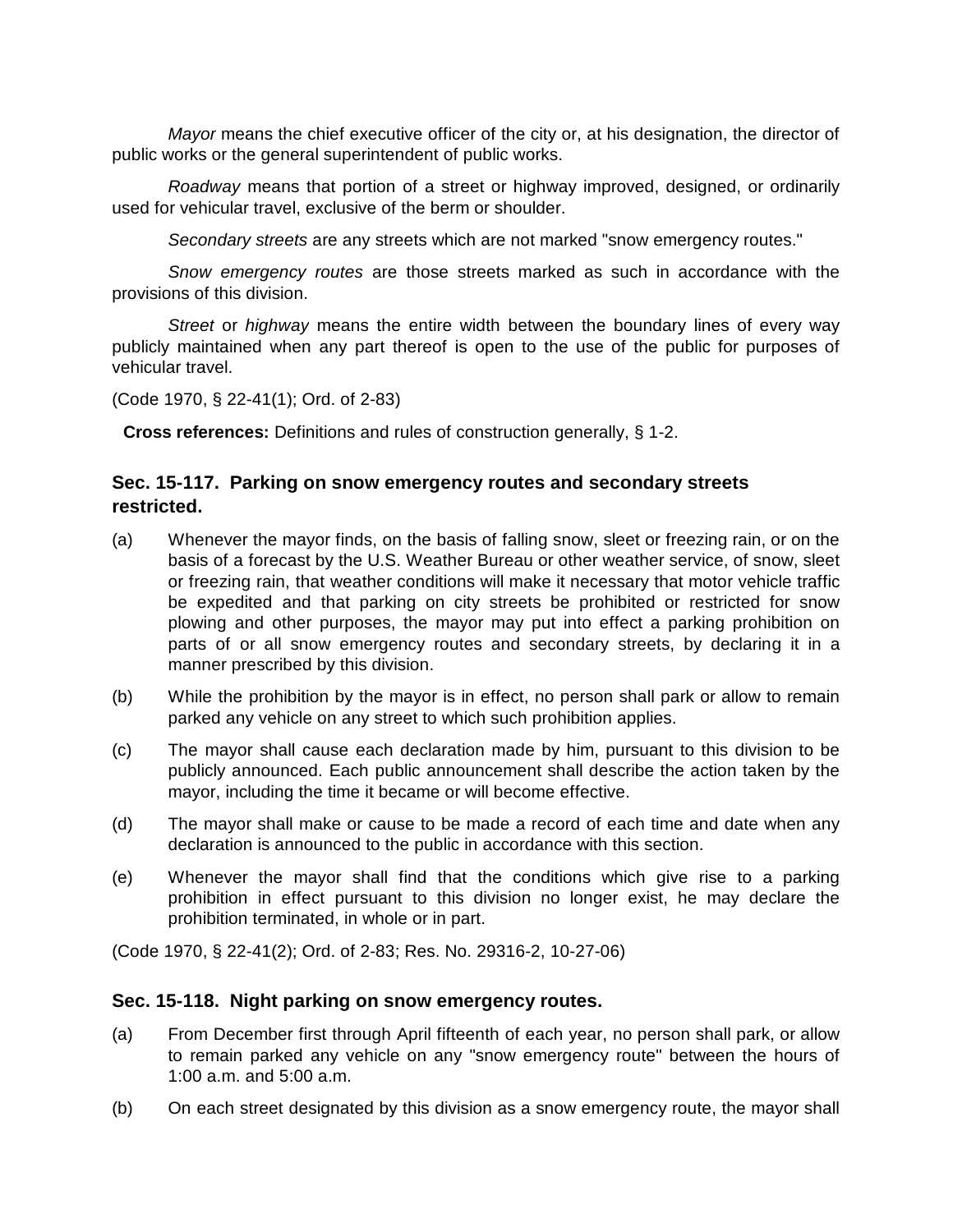*Mayor* means the chief executive officer of the city or, at his designation, the director of public works or the general superintendent of public works.

*Roadway* means that portion of a street or highway improved, designed, or ordinarily used for vehicular travel, exclusive of the berm or shoulder.

*Secondary streets* are any streets which are not marked "snow emergency routes."

*Snow emergency routes* are those streets marked as such in accordance with the provisions of this division.

*Street* or *highway* means the entire width between the boundary lines of every way publicly maintained when any part thereof is open to the use of the public for purposes of vehicular travel.

(Code 1970, § 22-41(1); Ord. of 2-83)

**Cross references:** Definitions and rules of construction generally, § 1-2.

### Sec. 15-117. Parking on snow emergency routes and secondary streets restricted.

(a) Whenever the mayor finds, on the basis of falling snow, sleet or freezing rain, or on the basis of a forecast by the U.S. Weather Bureau or other weather service, of snow, sleet or freezing rain, that weather conditions will make it necessary that motor vehicle traffic be expedited and that parking on city streets be prohibited or restricted for snow plowing and other purposes, the mayor may put into effect a parking prohibition on parts of or all snow emergency routes and secondary streets, by declaring it in a manner prescribed by this division.

(b) While the prohibition by the mayor is in effect, no person shall park or allow to remain parked any vehicle on any street to which such prohibition applies.

(c) The mayor shall cause each declaration made by him, pursuant to this division to be publicly announced. Each public announcement shall describe the action taken by the mayor, including the time it became or will become effective.

(d) The mayor shall make or cause to be made a record of each time and date when any declaration is announced to the public in accordance with this section.

(e) Whenever the mayor shall find that the conditions which give rise to a parking prohibition in effect pursuant to this division no longer exist, he may declare the prohibition terminated, in whole or in part.

(Code 1970, § 22-41(2); Ord. of 2-83; Res. No. 29316-2, 10-27-06)

### Sec. 15-118. Night parking on snow emergency routes.

(a) From December first through April fifteenth of each year, no person shall park, or allow to remain parked any vehicle on any "snow emergency route" between the hours of 1:00 a.m. and 5:00 a.m.

(b) On each street designated by this division as a snow emergency route, the mayor shall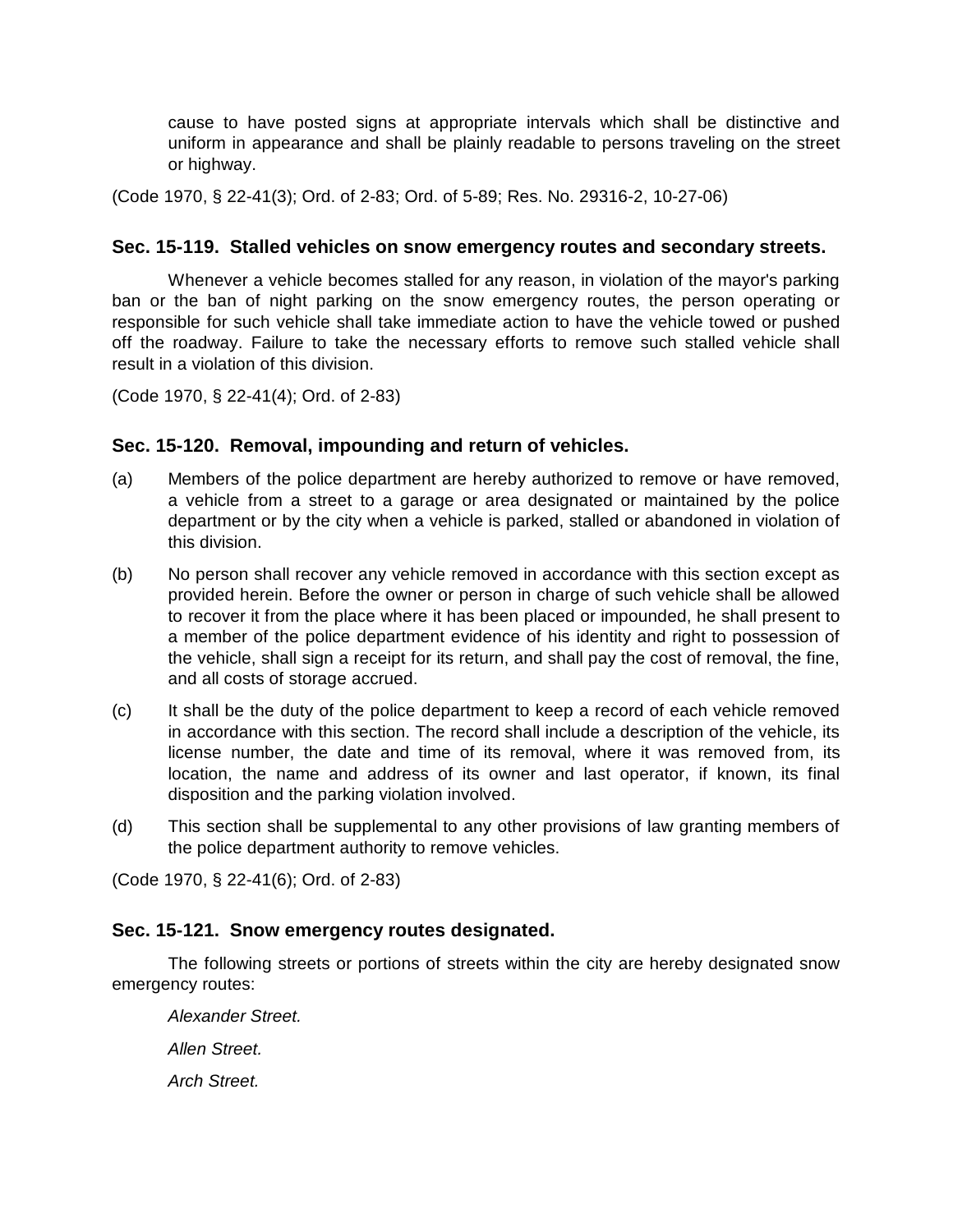cause to have posted signs at appropriate intervals which shall be distinctive and uniform in appearance and shall be plainly readable to persons traveling on the street or highway.

(Code 1970, § 22-41(3); Ord. of 2-83; Ord. of 5-89; Res. No. 29316-2, 10-27-06)

### Sec. 15-119. Stalled vehicles on snow emergency routes and secondary streets.

Whenever a vehicle becomes stalled for any reason, in violation of the mayor's parking ban or the ban of night parking on the snow emergency routes, the person operating or responsible for such vehicle shall take immediate action to have the vehicle towed or pushed off the roadway. Failure to take the necessary efforts to remove such stalled vehicle shall result in a violation of this division.

(Code 1970, § 22-41(4); Ord. of 2-83)

### Sec. 15-120. Removal, impounding and return of vehicles.

(a) Members of the police department are hereby authorized to remove or have removed, a vehicle from a street to a garage or area designated or maintained by the police department or by the city when a vehicle is parked, stalled or abandoned in violation of this division.

(b) No person shall recover any vehicle removed in accordance with this section except as provided herein. Before the owner or person in charge of such vehicle shall be allowed to recover it from the place where it has been placed or impounded, he shall present to a member of the police department evidence of his identity and right to possession of the vehicle, shall sign a receipt for its return, and shall pay the cost of removal, the fine, and all costs of storage accrued.

(c) It shall be the duty of the police department to keep a record of each vehicle removed in accordance with this section. The record shall include a description of the vehicle, its license number, the date and time of its removal, where it was removed from, its location, the name and address of its owner and last operator, if known, its final disposition and the parking violation involved.

(d) This section shall be supplemental to any other provisions of law granting members of the police department authority to remove vehicles.

(Code 1970, § 22-41(6); Ord. of 2-83)

### Sec. 15-121. Snow emergency routes designated.

The following streets or portions of streets within the city are hereby designated snow emergency routes:

*Alexander Street.*

*Allen Street.*

*Arch Street.*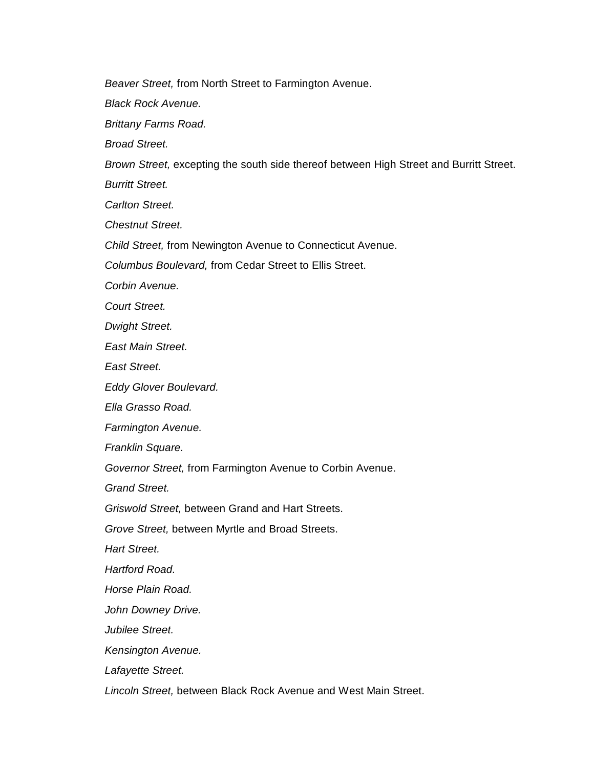*Beaver Street,* from North Street to Farmington Avenue.

*Black Rock Avenue.*

*Brittany Farms Road.*

*Broad Street.*

*Brown Street,* excepting the south side thereof between High Street and Burritt Street.

*Burritt Street.*

*Carlton Street.*

*Chestnut Street.*

*Child Street,* from Newington Avenue to Connecticut Avenue.

*Columbus Boulevard,* from Cedar Street to Ellis Street.

*Corbin Avenue.*

*Court Street.*

*Dwight Street.*

*East Main Street.*

*East Street.*

*Eddy Glover Boulevard.*

*Ella Grasso Road.*

*Farmington Avenue.*

*Franklin Square.*

*Governor Street,* from Farmington Avenue to Corbin Avenue.

*Grand Street.*

*Griswold Street,* between Grand and Hart Streets.

*Grove Street,* between Myrtle and Broad Streets.

*Hart Street.*

*Hartford Road.*

*Horse Plain Road.*

*John Downey Drive.*

*Jubilee Street.*

*Kensington Avenue.*

*Lafayette Street.*

*Lincoln Street,* between Black Rock Avenue and West Main Street.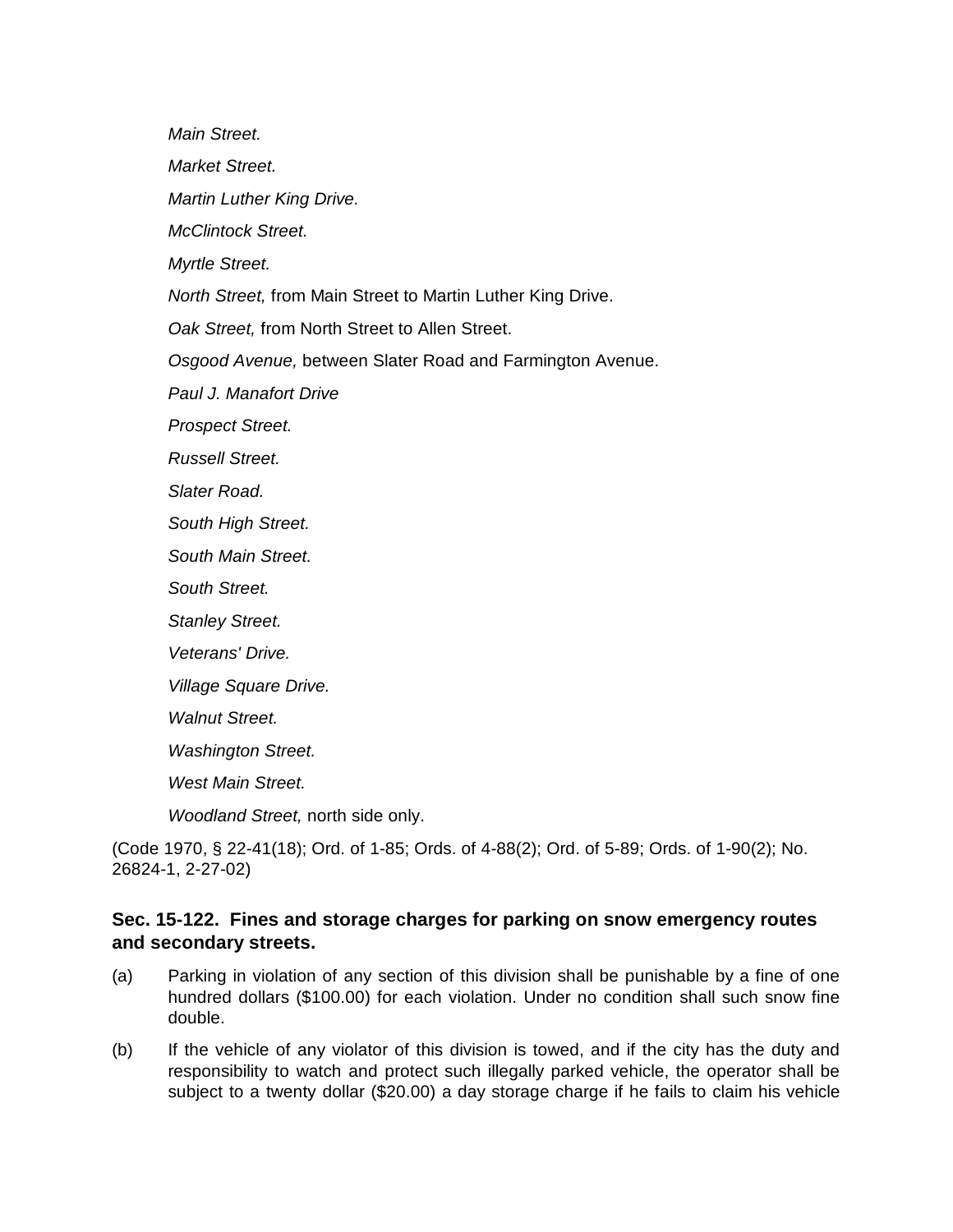*Main Street.*

*Market Street.*

*Martin Luther King Drive.*

*McClintock Street.*

*Myrtle Street.*

*North Street,* from Main Street to Martin Luther King Drive.

*Oak Street,* from North Street to Allen Street.

*Osgood Avenue,* between Slater Road and Farmington Avenue.

*Paul J. Manafort Drive*

*Prospect Street.*

*Russell Street.*

*Slater Road.*

*South High Street.*

*South Main Street.*

*South Street.*

*Stanley Street.*

*Veterans' Drive.*

*Village Square Drive.*

*Walnut Street.*

*Washington Street.*

*West Main Street.*

*Woodland Street,* north side only.

(Code 1970, § 22-41(18); Ord. of 1-85; Ords. of 4-88(2); Ord. of 5-89; Ords. of 1-90(2); No. 26824-1, 2-27-02)

### Sec. 15-122. Fines and storage charges for parking on snow emergency routes and secondary streets.

(a) Parking in violation of any section of this division shall be punishable by a fine of one hundred dollars ($100.00) for each violation. Under no condition shall such snow fine double.

(b) If the vehicle of any violator of this division is towed, and if the city has the duty and responsibility to watch and protect such illegally parked vehicle, the operator shall be subject to a twenty dollar ($20.00) a day storage charge if he fails to claim his vehicle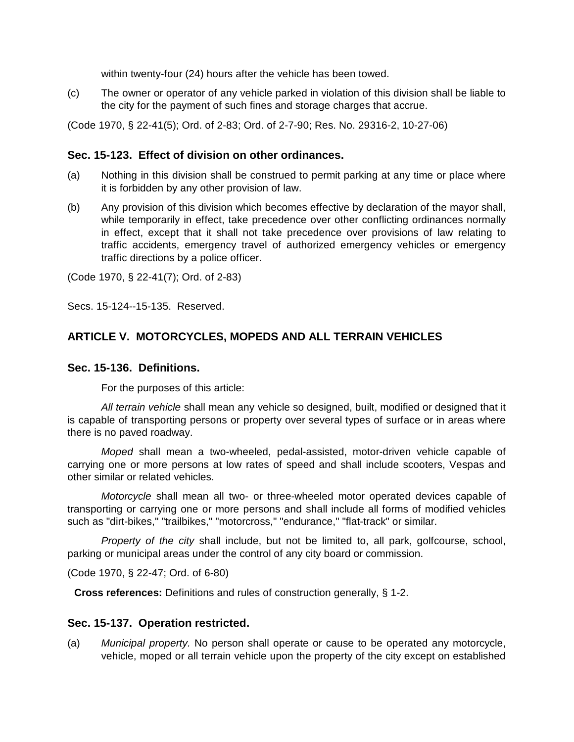within twenty-four (24) hours after the vehicle has been towed.

(c) The owner or operator of any vehicle parked in violation of this division shall be liable to the city for the payment of such fines and storage charges that accrue.

(Code 1970, § 22-41(5); Ord. of 2-83; Ord. of 2-7-90; Res. No. 29316-2, 10-27-06)

### Sec. 15-123. Effect of division on other ordinances.

(a) Nothing in this division shall be construed to permit parking at any time or place where it is forbidden by any other provision of law.

(b) Any provision of this division which becomes effective by declaration of the mayor shall, while temporarily in effect, take precedence over other conflicting ordinances normally in effect, except that it shall not take precedence over provisions of law relating to traffic accidents, emergency travel of authorized emergency vehicles or emergency traffic directions by a police officer.

(Code 1970, § 22-41(7); Ord. of 2-83)

Secs. 15-124--15-135. Reserved.

## ARTICLE V. MOTORCYCLES, MOPEDS AND ALL TERRAIN VEHICLES

### Sec. 15-136. Definitions.

For the purposes of this article:

*All terrain vehicle* shall mean any vehicle so designed, built, modified or designed that it is capable of transporting persons or property over several types of surface or in areas where there is no paved roadway.

*Moped* shall mean a two-wheeled, pedal-assisted, motor-driven vehicle capable of carrying one or more persons at low rates of speed and shall include scooters, Vespas and other similar or related vehicles.

*Motorcycle* shall mean all two- or three-wheeled motor operated devices capable of transporting or carrying one or more persons and shall include all forms of modified vehicles such as "dirt-bikes," "trailbikes," "motorcross," "endurance," "flat-track" or similar.

*Property of the city* shall include, but not be limited to, all park, golfcourse, school, parking or municipal areas under the control of any city board or commission.

(Code 1970, § 22-47; Ord. of 6-80)

**Cross references:** Definitions and rules of construction generally, § 1-2.

### Sec. 15-137. Operation restricted.

(a) *Municipal property.* No person shall operate or cause to be operated any motorcycle, vehicle, moped or all terrain vehicle upon the property of the city except on established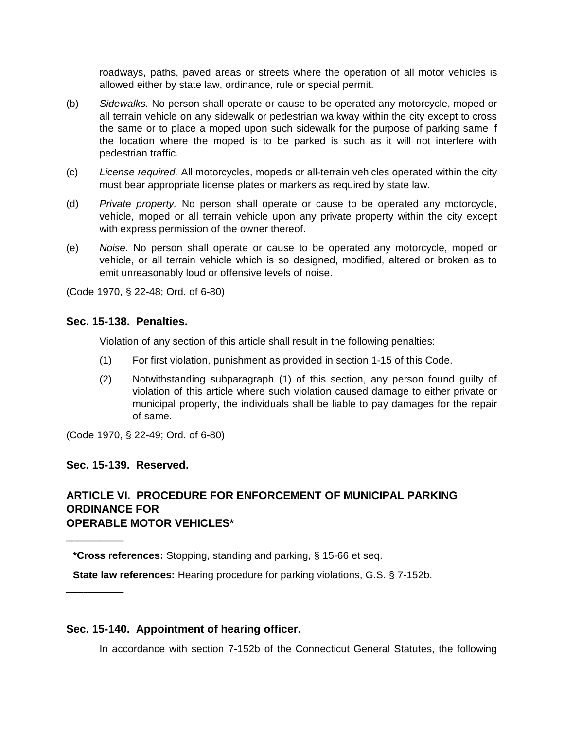roadways, paths, paved areas or streets where the operation of all motor vehicles is allowed either by state law, ordinance, rule or special permit.

(b) *Sidewalks.* No person shall operate or cause to be operated any motorcycle, moped or all terrain vehicle on any sidewalk or pedestrian walkway within the city except to cross the same or to place a moped upon such sidewalk for the purpose of parking same if the location where the moped is to be parked is such as it will not interfere with pedestrian traffic.

(c) *License required.* All motorcycles, mopeds or all-terrain vehicles operated within the city must bear appropriate license plates or markers as required by state law.

(d) *Private property.* No person shall operate or cause to be operated any motorcycle, vehicle, moped or all terrain vehicle upon any private property within the city except with express permission of the owner thereof.

(e) *Noise.* No person shall operate or cause to be operated any motorcycle, moped or vehicle, or all terrain vehicle which is so designed, modified, altered or broken as to emit unreasonably loud or offensive levels of noise.

(Code 1970, § 22-48; Ord. of 6-80)

### Sec. 15-138. Penalties.

Violation of any section of this article shall result in the following penalties:

(1) For first violation, punishment as provided in section 1-15 of this Code.

(2) Notwithstanding subparagraph (1) of this section, any person found guilty of violation of this article where such violation caused damage to either private or municipal property, the individuals shall be liable to pay damages for the repair of same.

(Code 1970, § 22-49; Ord. of 6-80)

### Sec. 15-139. Reserved.

## ARTICLE VI. PROCEDURE FOR ENFORCEMENT OF MUNICIPAL PARKING ORDINANCE FOR OPERABLE MOTOR VEHICLES*

---

**\*Cross references:** Stopping, standing and parking, § 15-66 et seq.

**State law references:** Hearing procedure for parking violations, G.S. § 7-152b.

---

### Sec. 15-140. Appointment of hearing officer.

In accordance with section 7-152b of the Connecticut General Statutes, the following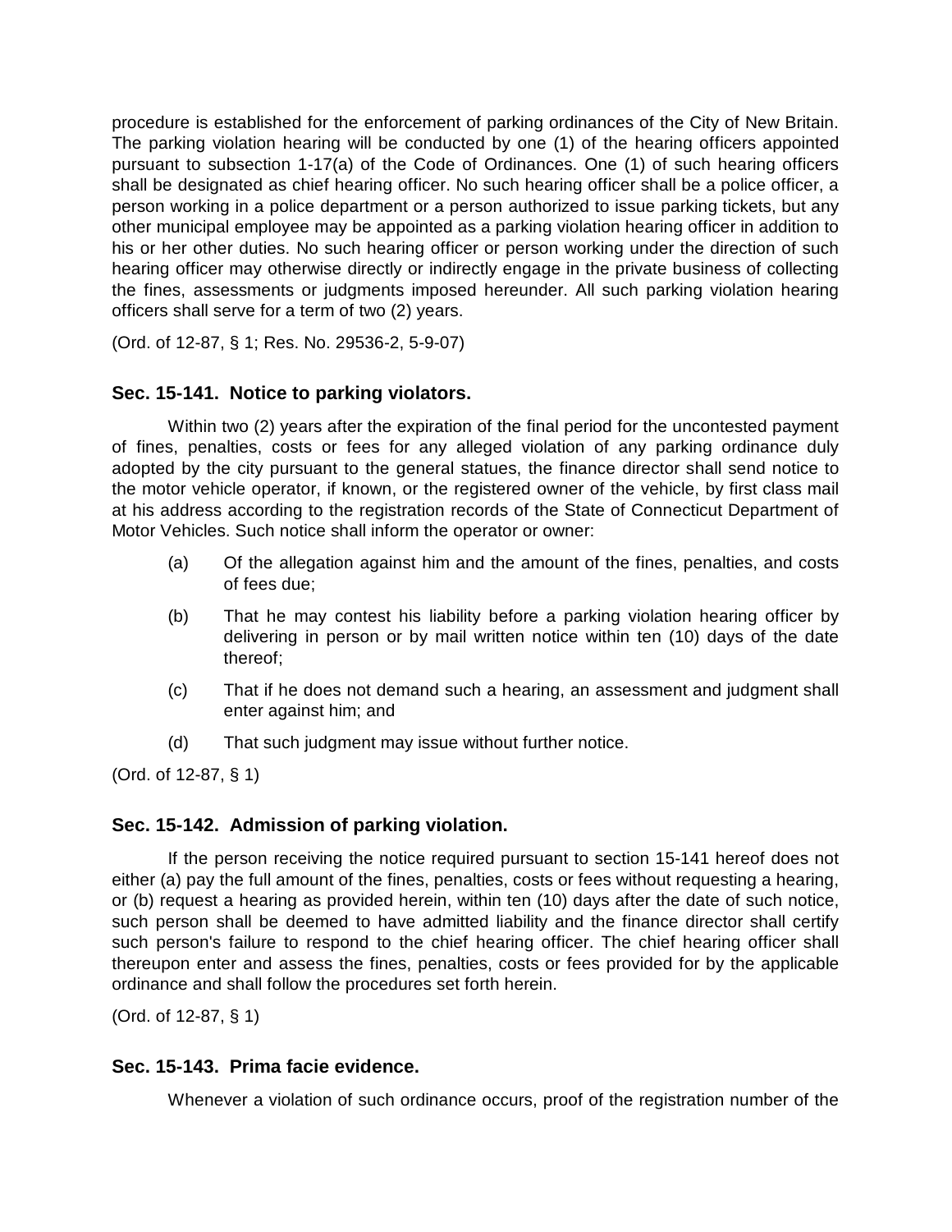procedure is established for the enforcement of parking ordinances of the City of New Britain. The parking violation hearing will be conducted by one (1) of the hearing officers appointed pursuant to subsection 1-17(a) of the Code of Ordinances. One (1) of such hearing officers shall be designated as chief hearing officer. No such hearing officer shall be a police officer, a person working in a police department or a person authorized to issue parking tickets, but any other municipal employee may be appointed as a parking violation hearing officer in addition to his or her other duties. No such hearing officer or person working under the direction of such hearing officer may otherwise directly or indirectly engage in the private business of collecting the fines, assessments or judgments imposed hereunder. All such parking violation hearing officers shall serve for a term of two (2) years.

(Ord. of 12-87, § 1; Res. No. 29536-2, 5-9-07)

### Sec. 15-141. Notice to parking violators.

Within two (2) years after the expiration of the final period for the uncontested payment of fines, penalties, costs or fees for any alleged violation of any parking ordinance duly adopted by the city pursuant to the general statues, the finance director shall send notice to the motor vehicle operator, if known, or the registered owner of the vehicle, by first class mail at his address according to the registration records of the State of Connecticut Department of Motor Vehicles. Such notice shall inform the operator or owner:

(a) Of the allegation against him and the amount of the fines, penalties, and costs of fees due;

(b) That he may contest his liability before a parking violation hearing officer by delivering in person or by mail written notice within ten (10) days of the date thereof;

(c) That if he does not demand such a hearing, an assessment and judgment shall enter against him; and

(d) That such judgment may issue without further notice.

(Ord. of 12-87, § 1)

### Sec. 15-142. Admission of parking violation.

If the person receiving the notice required pursuant to section 15-141 hereof does not either (a) pay the full amount of the fines, penalties, costs or fees without requesting a hearing, or (b) request a hearing as provided herein, within ten (10) days after the date of such notice, such person shall be deemed to have admitted liability and the finance director shall certify such person's failure to respond to the chief hearing officer. The chief hearing officer shall thereupon enter and assess the fines, penalties, costs or fees provided for by the applicable ordinance and shall follow the procedures set forth herein.

(Ord. of 12-87, § 1)

### Sec. 15-143. Prima facie evidence.

Whenever a violation of such ordinance occurs, proof of the registration number of the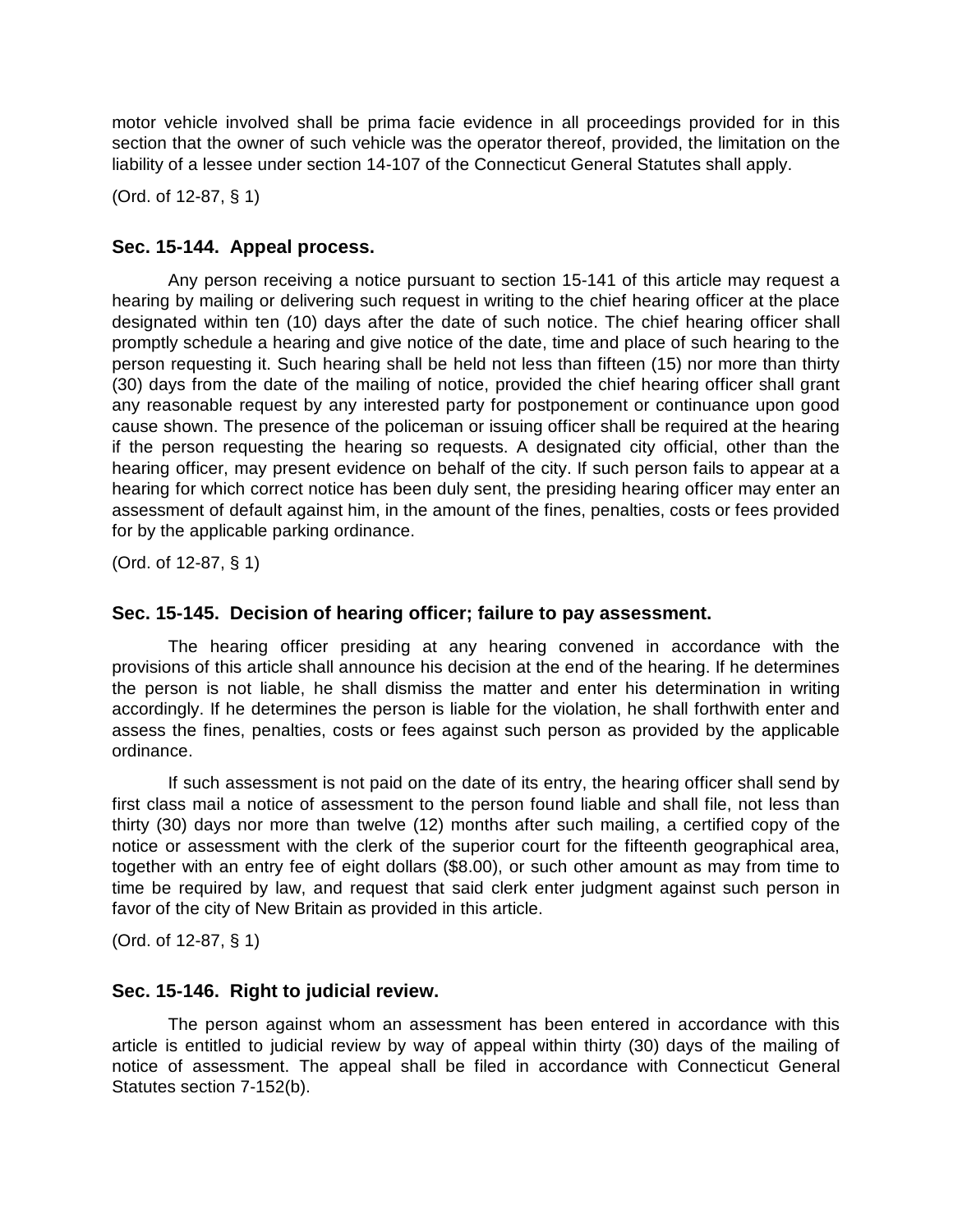motor vehicle involved shall be prima facie evidence in all proceedings provided for in this section that the owner of such vehicle was the operator thereof, provided, the limitation on the liability of a lessee under section 14-107 of the Connecticut General Statutes shall apply.

(Ord. of 12-87, § 1)

### Sec. 15-144. Appeal process.

Any person receiving a notice pursuant to section 15-141 of this article may request a hearing by mailing or delivering such request in writing to the chief hearing officer at the place designated within ten (10) days after the date of such notice. The chief hearing officer shall promptly schedule a hearing and give notice of the date, time and place of such hearing to the person requesting it. Such hearing shall be held not less than fifteen (15) nor more than thirty (30) days from the date of the mailing of notice, provided the chief hearing officer shall grant any reasonable request by any interested party for postponement or continuance upon good cause shown. The presence of the policeman or issuing officer shall be required at the hearing if the person requesting the hearing so requests. A designated city official, other than the hearing officer, may present evidence on behalf of the city. If such person fails to appear at a hearing for which correct notice has been duly sent, the presiding hearing officer may enter an assessment of default against him, in the amount of the fines, penalties, costs or fees provided for by the applicable parking ordinance.

(Ord. of 12-87, § 1)

### Sec. 15-145. Decision of hearing officer; failure to pay assessment.

The hearing officer presiding at any hearing convened in accordance with the provisions of this article shall announce his decision at the end of the hearing. If he determines the person is not liable, he shall dismiss the matter and enter his determination in writing accordingly. If he determines the person is liable for the violation, he shall forthwith enter and assess the fines, penalties, costs or fees against such person as provided by the applicable ordinance.

If such assessment is not paid on the date of its entry, the hearing officer shall send by first class mail a notice of assessment to the person found liable and shall file, not less than thirty (30) days nor more than twelve (12) months after such mailing, a certified copy of the notice or assessment with the clerk of the superior court for the fifteenth geographical area, together with an entry fee of eight dollars ($8.00), or such other amount as may from time to time be required by law, and request that said clerk enter judgment against such person in favor of the city of New Britain as provided in this article.

(Ord. of 12-87, § 1)

### Sec. 15-146. Right to judicial review.

The person against whom an assessment has been entered in accordance with this article is entitled to judicial review by way of appeal within thirty (30) days of the mailing of notice of assessment. The appeal shall be filed in accordance with Connecticut General Statutes section 7-152(b).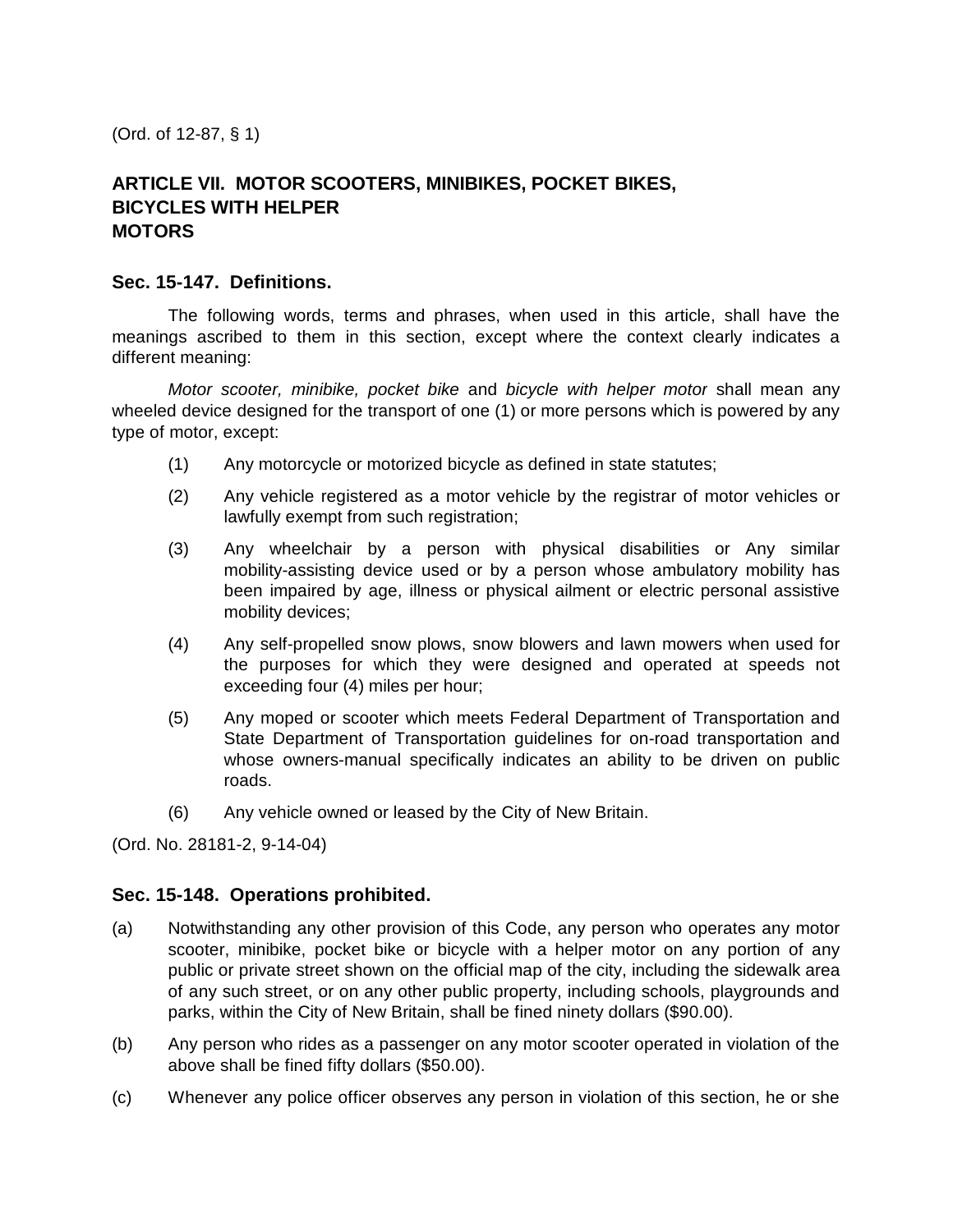(Ord. of 12-87, § 1)

## ARTICLE VII. MOTOR SCOOTERS, MINIBIKES, POCKET BIKES, BICYCLES WITH HELPER MOTORS

### Sec. 15-147. Definitions.

The following words, terms and phrases, when used in this article, shall have the meanings ascribed to them in this section, except where the context clearly indicates a different meaning:

*Motor scooter, minibike, pocket bike* and *bicycle with helper motor* shall mean any wheeled device designed for the transport of one (1) or more persons which is powered by any type of motor, except:

(1) Any motorcycle or motorized bicycle as defined in state statutes;

(2) Any vehicle registered as a motor vehicle by the registrar of motor vehicles or lawfully exempt from such registration;

(3) Any wheelchair by a person with physical disabilities or Any similar mobility-assisting device used or by a person whose ambulatory mobility has been impaired by age, illness or physical ailment or electric personal assistive mobility devices;

(4) Any self-propelled snow plows, snow blowers and lawn mowers when used for the purposes for which they were designed and operated at speeds not exceeding four (4) miles per hour;

(5) Any moped or scooter which meets Federal Department of Transportation and State Department of Transportation guidelines for on-road transportation and whose owners-manual specifically indicates an ability to be driven on public roads.

(6) Any vehicle owned or leased by the City of New Britain.

(Ord. No. 28181-2, 9-14-04)

### Sec. 15-148. Operations prohibited.

(a) Notwithstanding any other provision of this Code, any person who operates any motor scooter, minibike, pocket bike or bicycle with a helper motor on any portion of any public or private street shown on the official map of the city, including the sidewalk area of any such street, or on any other public property, including schools, playgrounds and parks, within the City of New Britain, shall be fined ninety dollars ($90.00).

(b) Any person who rides as a passenger on any motor scooter operated in violation of the above shall be fined fifty dollars ($50.00).

(c) Whenever any police officer observes any person in violation of this section, he or she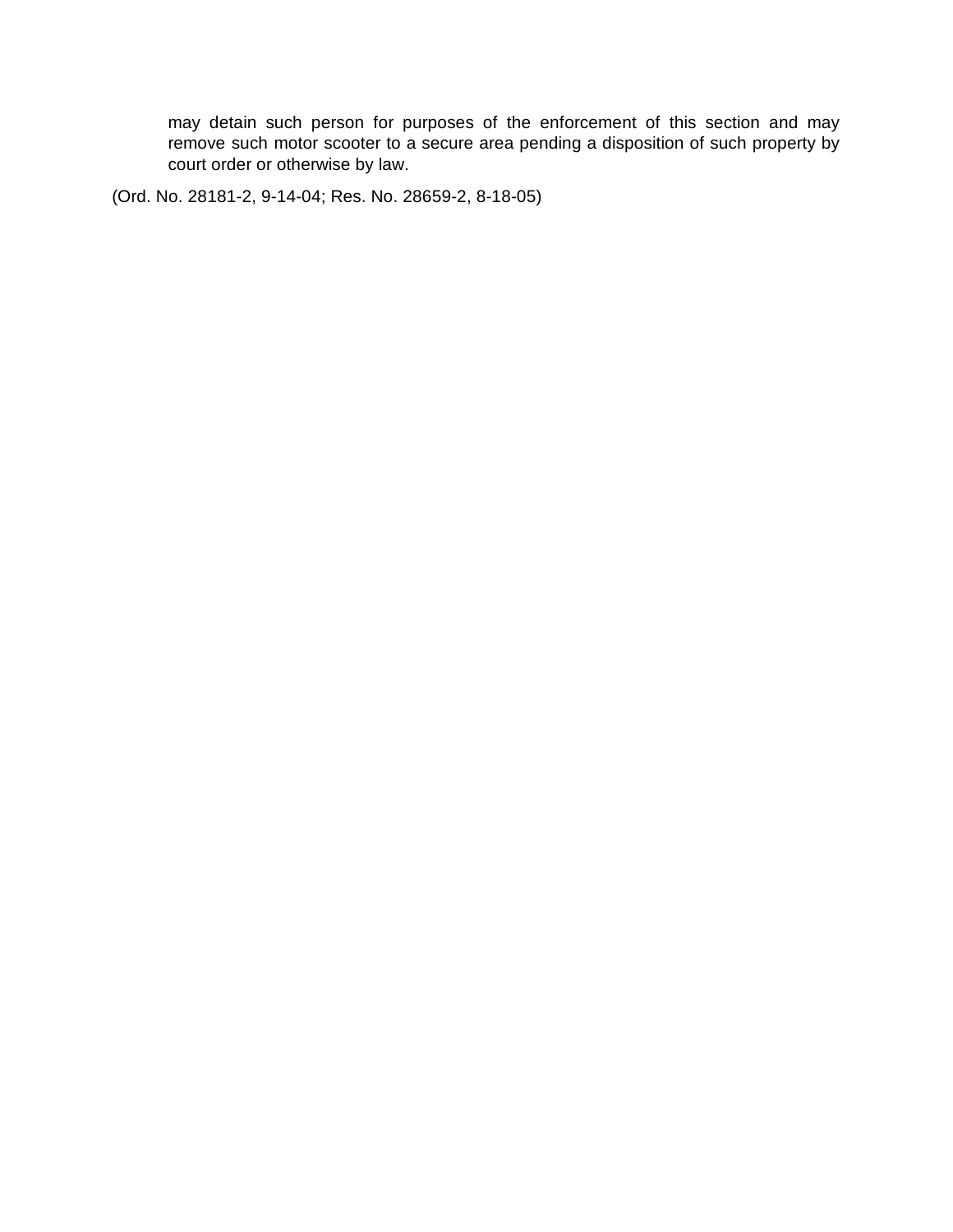may detain such person for purposes of the enforcement of this section and may remove such motor scooter to a secure area pending a disposition of such property by court order or otherwise by law.

(Ord. No. 28181-2, 9-14-04; Res. No. 28659-2, 8-18-05)